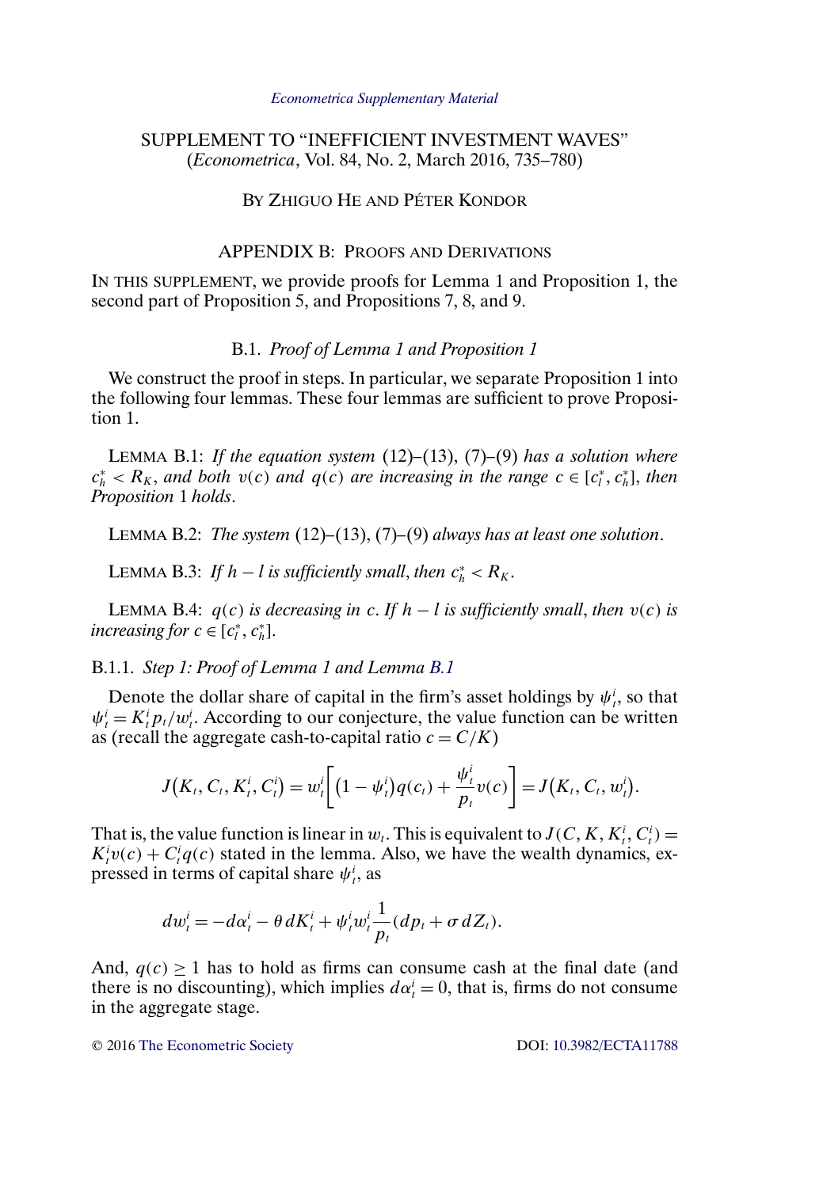*Econometrica Supplementary Material*

# SUPPLEMENT TO "INEFFICIENT INVESTMENT WAVES"
## (*Econometrica*, Vol. 84, No. 2, March 2016, 735–780)

BY ZHIGUO HE AND PÉTER KONDOR

## APPENDIX B: PROOFS AND DERIVATIONS

IN THIS SUPPLEMENT, we provide proofs for Lemma 1 and Proposition 1, the second part of Proposition 5, and Propositions 7, 8, and 9.

### B.1. *Proof of Lemma 1 and Proposition 1*

We construct the proof in steps. In particular, we separate Proposition 1 into the following four lemmas. These four lemmas are sufficient to prove Proposition 1.

LEMMA B.1: *If the equation system* (12)–(13), (7)–(9) *has a solution where* $c_h^* < R_K$, *and both* $v(c)$ *and* $q(c)$ *are increasing in the range* $c \in [c_l^*, c_h^*]$, *then Proposition* 1 *holds*.

LEMMA B.2: *The system* (12)–(13), (7)–(9) *always has at least one solution*.

LEMMA B.3: *If* $h - l$ *is sufficiently small*, *then* $c_h^* < R_K$.

LEMMA B.4: $q(c)$ *is decreasing in* $c$. *If* $h - l$ *is sufficiently small*, *then* $v(c)$ *is increasing for* $c \in [c_l^*, c_h^*]$.

#### B.1.1. *Step 1: Proof of Lemma 1 and Lemma B.1*

Denote the dollar share of capital in the firm's asset holdings by $\psi_t^i$, so that $\psi_t^i = K_t^i p_t / w_t^i$. According to our conjecture, the value function can be written as (recall the aggregate cash-to-capital ratio $c = C/K$)

$$J(K_t, C_t, K_t^i, C_t^i) = w_t^i \left[ (1 - \psi_t^i) q(c_t) + \frac{\psi_t^i}{p_t} v(c) \right] = J(K_t, C_t, w_t^i).$$

That is, the value function is linear in $w_t$. This is equivalent to $J(C, K, K_t^i, C_t^i) = K_t^i v(c) + C_t^i q(c)$ stated in the lemma. Also, we have the wealth dynamics, expressed in terms of capital share $\psi_t^i$, as

$$dw_t^i = -d\alpha_t^i - \theta\, dK_t^i + \psi_t^i w_t^i \frac{1}{p_t}(dp_t + \sigma\, dZ_t).$$

And, $q(c) \geq 1$ has to hold as firms can consume cash at the final date (and there is no discounting), which implies $d\alpha_t^i = 0$, that is, firms do not consume in the aggregate stage.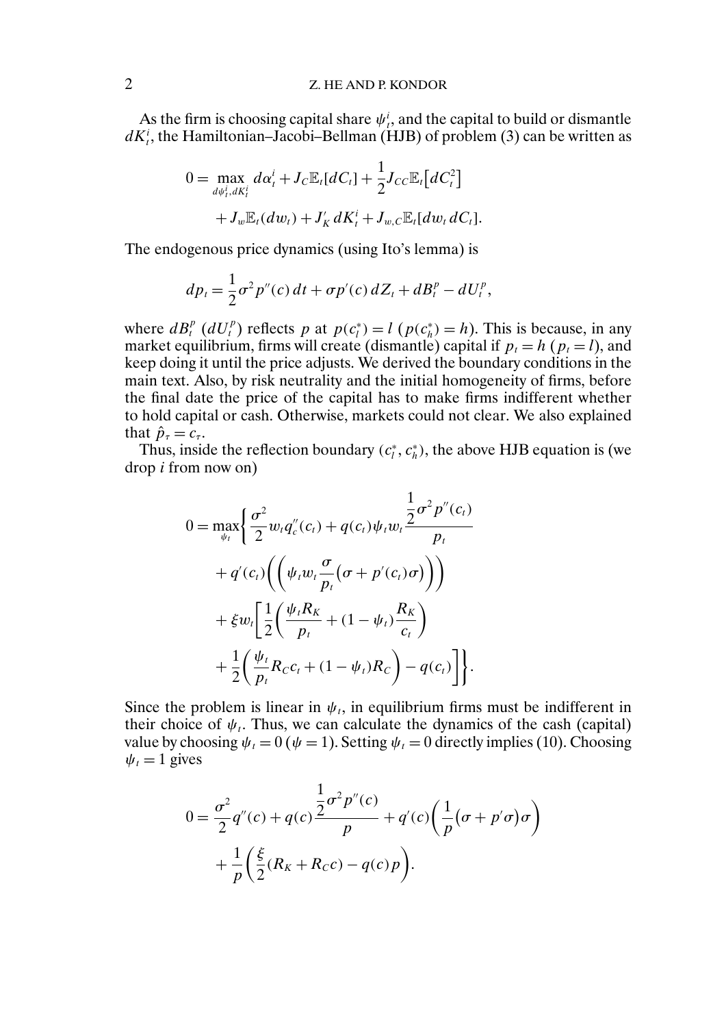As the firm is choosing capital share $\psi_t^i$, and the capital to build or dismantle $dK_t^i$, the Hamiltonian–Jacobi–Bellman (HJB) of problem (3) can be written as

$$0 = \max_{d\psi_t^i, dK_t^i} d\alpha_t^i + J_C \mathbb{E}_t[dC_t] + \frac{1}{2} J_{CC} \mathbb{E}_t\big[dC_t^2\big] + J_w \mathbb{E}_t(dw_t) + J_K' \, dK_t^i + J_{w,C} \mathbb{E}_t[dw_t \, dC_t].$$

The endogenous price dynamics (using Ito's lemma) is

$$dp_t = \frac{1}{2}\sigma^2 p''(c)\, dt + \sigma p'(c)\, dZ_t + dB_t^p - dU_t^p,$$

where $dB_t^p$ ($dU_t^p$) reflects $p$ at $p(c_l^*) = l$ ($p(c_h^*) = h$). This is because, in any market equilibrium, firms will create (dismantle) capital if $p_t = h$ ($p_t = l$), and keep doing it until the price adjusts. We derived the boundary conditions in the main text. Also, by risk neutrality and the initial homogeneity of firms, before the final date the price of the capital has to make firms indifferent whether to hold capital or cash. Otherwise, markets could not clear. We also explained that $\hat{p}_\tau = c_\tau$.

Thus, inside the reflection boundary $(c_l^*, c_h^*)$, the above HJB equation is (we drop $i$ from now on)

$$\begin{aligned}
0 = \max_{\psi_t} \Bigg\{ & \frac{\sigma^2}{2} w_t q_c''(c_t) + q(c_t)\psi_t w_t \frac{\frac{1}{2}\sigma^2 p''(c_t)}{p_t} \\
& + q'(c_t)\left(\left(\psi_t w_t \frac{\sigma}{p_t}\big(\sigma + p'(c_t)\sigma\big)\right)\right) \\
& + \xi w_t \Bigg[\frac{1}{2}\left(\frac{\psi_t R_K}{p_t} + (1-\psi_t)\frac{R_K}{c_t}\right) \\
& + \frac{1}{2}\left(\frac{\psi_t}{p_t} R_C c_t + (1-\psi_t) R_C\right) - q(c_t)\Bigg]\Bigg\}.
\end{aligned}$$

Since the problem is linear in $\psi_t$, in equilibrium firms must be indifferent in their choice of $\psi_t$. Thus, we can calculate the dynamics of the cash (capital) value by choosing $\psi_t = 0$ ($\psi = 1$). Setting $\psi_t = 0$ directly implies (10). Choosing $\psi_t = 1$ gives

$$\begin{aligned}
0 = & \frac{\sigma^2}{2} q''(c) + q(c)\frac{\frac{1}{2}\sigma^2 p''(c)}{p} + q'(c)\left(\frac{1}{p}\big(\sigma + p'\sigma\big)\sigma\right) \\
& + \frac{1}{p}\left(\frac{\xi}{2}(R_K + R_C c) - q(c)p\right).
\end{aligned}$$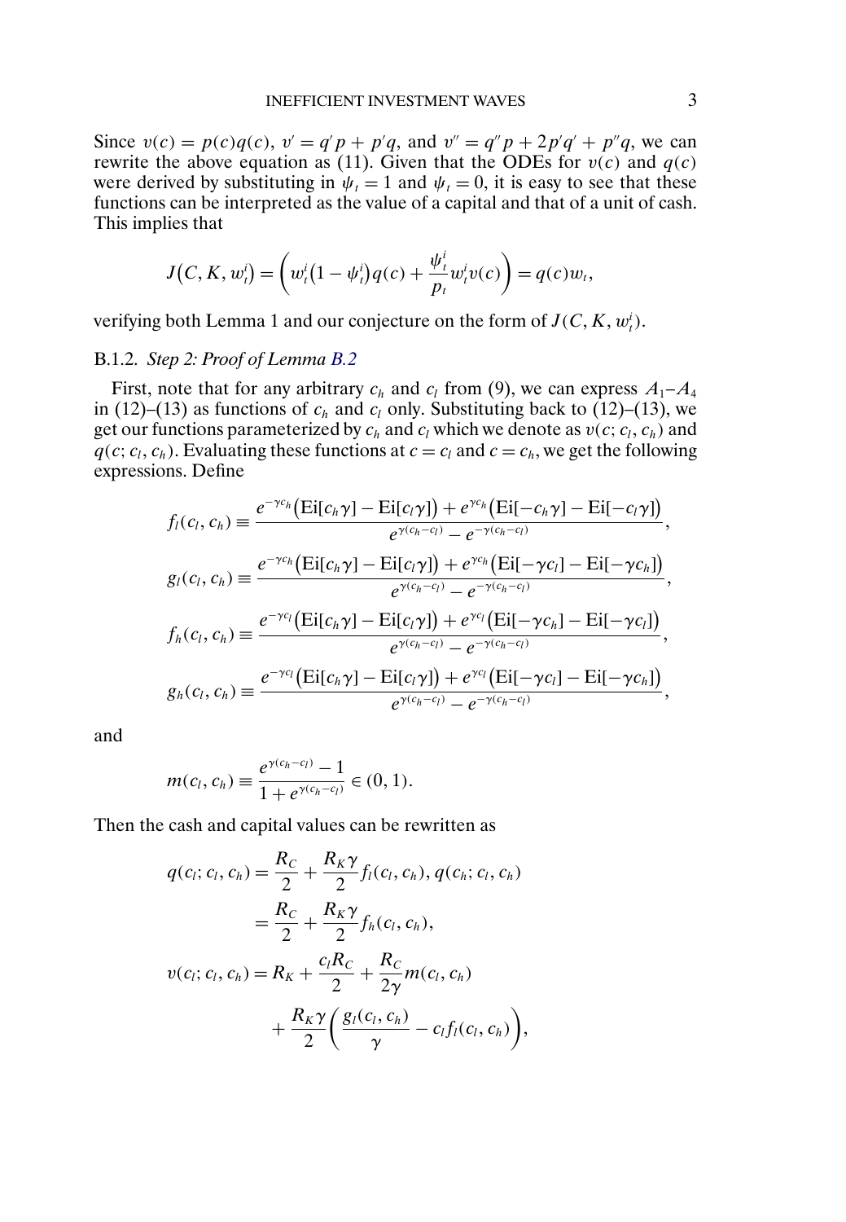Since $v(c) = p(c)q(c)$, $v' = q'p + p'q$, and $v'' = q''p + 2p'q' + p''q$, we can rewrite the above equation as (11). Given that the ODEs for $v(c)$ and $q(c)$ were derived by substituting in $\psi_t = 1$ and $\psi_t = 0$, it is easy to see that these functions can be interpreted as the value of a capital and that of a unit of cash. This implies that

$$J\big(C, K, w_t^i\big) = \left( w_t^i\big(1 - \psi_t^i\big)q(c) + \frac{\psi_t^i}{p_t} w_t^i v(c) \right) = q(c)w_t,$$

verifying both Lemma 1 and our conjecture on the form of $J(C, K, w_t^i)$.

### B.1.2. *Step 2: Proof of Lemma B.2*

First, note that for any arbitrary $c_h$ and $c_l$ from (9), we can express $A_1$–$A_4$ in (12)–(13) as functions of $c_h$ and $c_l$ only. Substituting back to (12)–(13), we get our functions parameterized by $c_h$ and $c_l$ which we denote as $v(c; c_l, c_h)$ and $q(c; c_l, c_h)$. Evaluating these functions at $c = c_l$ and $c = c_h$, we get the following expressions. Define

$$f_l(c_l, c_h) \equiv \frac{e^{-\gamma c_h}\big(\mathrm{Ei}[c_h\gamma] - \mathrm{Ei}[c_l\gamma]\big) + e^{\gamma c_h}\big(\mathrm{Ei}[-c_h\gamma] - \mathrm{Ei}[-c_l\gamma]\big)}{e^{\gamma(c_h - c_l)} - e^{-\gamma(c_h - c_l)}},$$

$$g_l(c_l, c_h) \equiv \frac{e^{-\gamma c_h}\big(\mathrm{Ei}[c_h\gamma] - \mathrm{Ei}[c_l\gamma]\big) + e^{\gamma c_h}\big(\mathrm{Ei}[-\gamma c_l] - \mathrm{Ei}[-\gamma c_h]\big)}{e^{\gamma(c_h - c_l)} - e^{-\gamma(c_h - c_l)}},$$

$$f_h(c_l, c_h) \equiv \frac{e^{-\gamma c_l}\big(\mathrm{Ei}[c_h\gamma] - \mathrm{Ei}[c_l\gamma]\big) + e^{\gamma c_l}\big(\mathrm{Ei}[-\gamma c_h] - \mathrm{Ei}[-\gamma c_l]\big)}{e^{\gamma(c_h - c_l)} - e^{-\gamma(c_h - c_l)}},$$

$$g_h(c_l, c_h) \equiv \frac{e^{-\gamma c_l}\big(\mathrm{Ei}[c_h\gamma] - \mathrm{Ei}[c_l\gamma]\big) + e^{\gamma c_l}\big(\mathrm{Ei}[-\gamma c_l] - \mathrm{Ei}[-\gamma c_h]\big)}{e^{\gamma(c_h - c_l)} - e^{-\gamma(c_h - c_l)}},$$

and

$$m(c_l, c_h) \equiv \frac{e^{\gamma(c_h - c_l)} - 1}{1 + e^{\gamma(c_h - c_l)}} \in (0, 1).$$

Then the cash and capital values can be rewritten as

$$\begin{aligned}
q(c_l; c_l, c_h) &= \frac{R_C}{2} + \frac{R_K\gamma}{2} f_l(c_l, c_h), \; q(c_h; c_l, c_h) \\
&= \frac{R_C}{2} + \frac{R_K\gamma}{2} f_h(c_l, c_h), \\
v(c_l; c_l, c_h) &= R_K + \frac{c_l R_C}{2} + \frac{R_C}{2\gamma} m(c_l, c_h) \\
&\quad + \frac{R_K\gamma}{2}\left( \frac{g_l(c_l, c_h)}{\gamma} - c_l f_l(c_l, c_h) \right),
\end{aligned}$$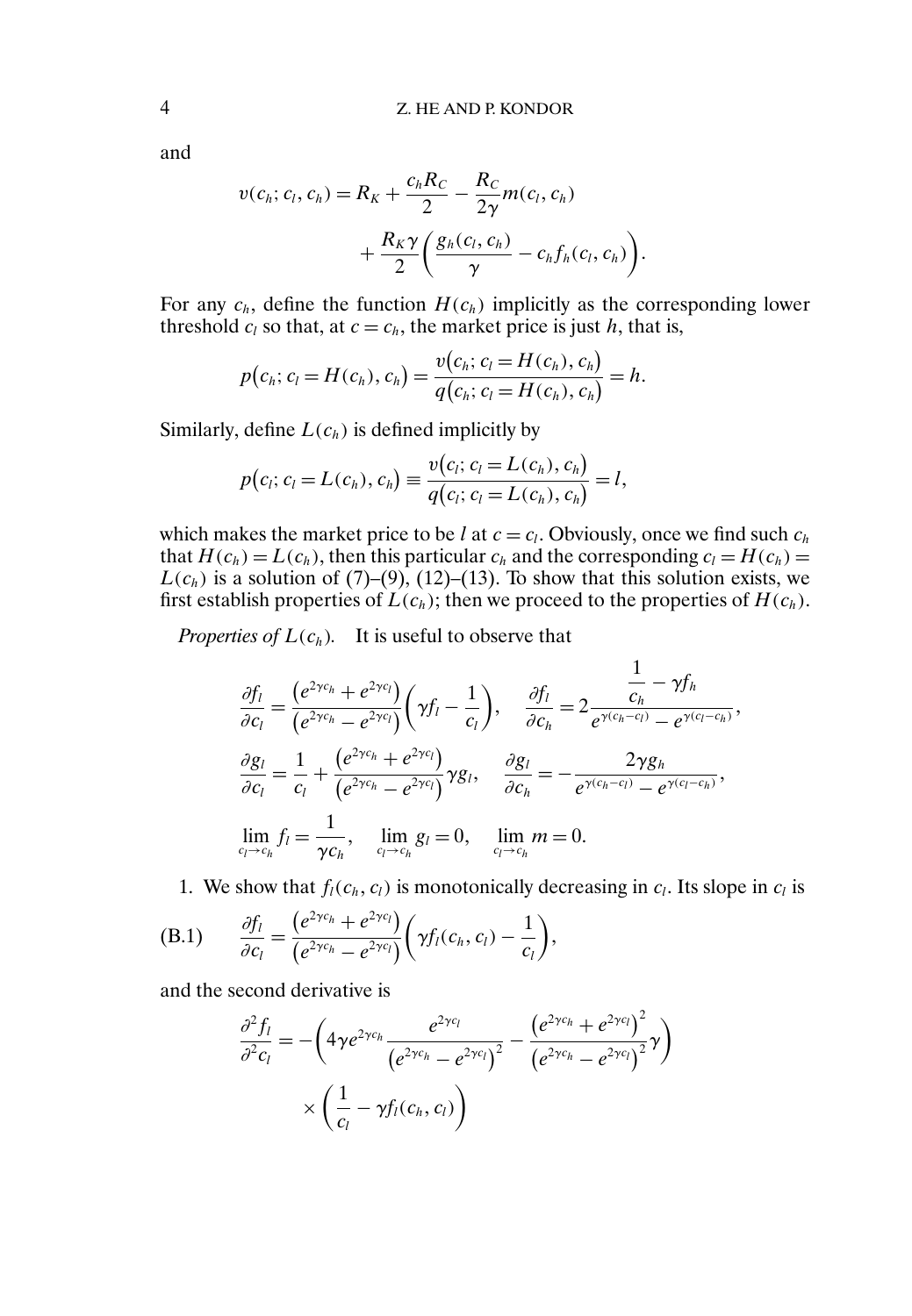and

$$v(c_h; c_l, c_h) = R_K + \frac{c_h R_C}{2} - \frac{R_C}{2\gamma} m(c_l, c_h) + \frac{R_K \gamma}{2}\left(\frac{g_h(c_l, c_h)}{\gamma} - c_h f_h(c_l, c_h)\right).$$

For any $c_h$, define the function $H(c_h)$ implicitly as the corresponding lower threshold $c_l$ so that, at $c = c_h$, the market price is just $h$, that is,

$$p\big(c_h; c_l = H(c_h), c_h\big) = \frac{v\big(c_h; c_l = H(c_h), c_h\big)}{q\big(c_h; c_l = H(c_h), c_h\big)} = h.$$

Similarly, define $L(c_h)$ is defined implicitly by

$$p\big(c_l; c_l = L(c_h), c_h\big) \equiv \frac{v\big(c_l; c_l = L(c_h), c_h\big)}{q\big(c_l; c_l = L(c_h), c_h\big)} = l,$$

which makes the market price to be $l$ at $c = c_l$. Obviously, once we find such $c_h$ that $H(c_h) = L(c_h)$, then this particular $c_h$ and the corresponding $c_l = H(c_h) = L(c_h)$ is a solution of (7)–(9), (12)–(13). To show that this solution exists, we first establish properties of $L(c_h)$; then we proceed to the properties of $H(c_h)$.

*Properties of $L(c_h)$.* It is useful to observe that

$$\frac{\partial f_l}{\partial c_l} = \frac{\big(e^{2\gamma c_h} + e^{2\gamma c_l}\big)}{\big(e^{2\gamma c_h} - e^{2\gamma c_l}\big)}\left(\gamma f_l - \frac{1}{c_l}\right), \quad \frac{\partial f_l}{\partial c_h} = 2\frac{\dfrac{1}{c_h} - \gamma f_h}{e^{\gamma(c_h - c_l)} - e^{\gamma(c_l - c_h)}},$$

$$\frac{\partial g_l}{\partial c_l} = \frac{1}{c_l} + \frac{\big(e^{2\gamma c_h} + e^{2\gamma c_l}\big)}{\big(e^{2\gamma c_h} - e^{2\gamma c_l}\big)}\gamma g_l, \quad \frac{\partial g_l}{\partial c_h} = -\frac{2\gamma g_h}{e^{\gamma(c_h - c_l)} - e^{\gamma(c_l - c_h)}},$$

$$\lim_{c_l \to c_h} f_l = \frac{1}{\gamma c_h}, \quad \lim_{c_l \to c_h} g_l = 0, \quad \lim_{c_l \to c_h} m = 0.$$

1. We show that $f_l(c_h, c_l)$ is monotonically decreasing in $c_l$. Its slope in $c_l$ is

$$\text{(B.1)} \qquad \frac{\partial f_l}{\partial c_l} = \frac{\big(e^{2\gamma c_h} + e^{2\gamma c_l}\big)}{\big(e^{2\gamma c_h} - e^{2\gamma c_l}\big)}\left(\gamma f_l(c_h, c_l) - \frac{1}{c_l}\right),$$

and the second derivative is

$$\frac{\partial^2 f_l}{\partial^2 c_l} = -\left(4\gamma e^{2\gamma c_h}\frac{e^{2\gamma c_l}}{\big(e^{2\gamma c_h} - e^{2\gamma c_l}\big)^2} - \frac{\big(e^{2\gamma c_h} + e^{2\gamma c_l}\big)^2}{\big(e^{2\gamma c_h} - e^{2\gamma c_l}\big)^2}\gamma\right) \times \left(\frac{1}{c_l} - \gamma f_l(c_h, c_l)\right)$$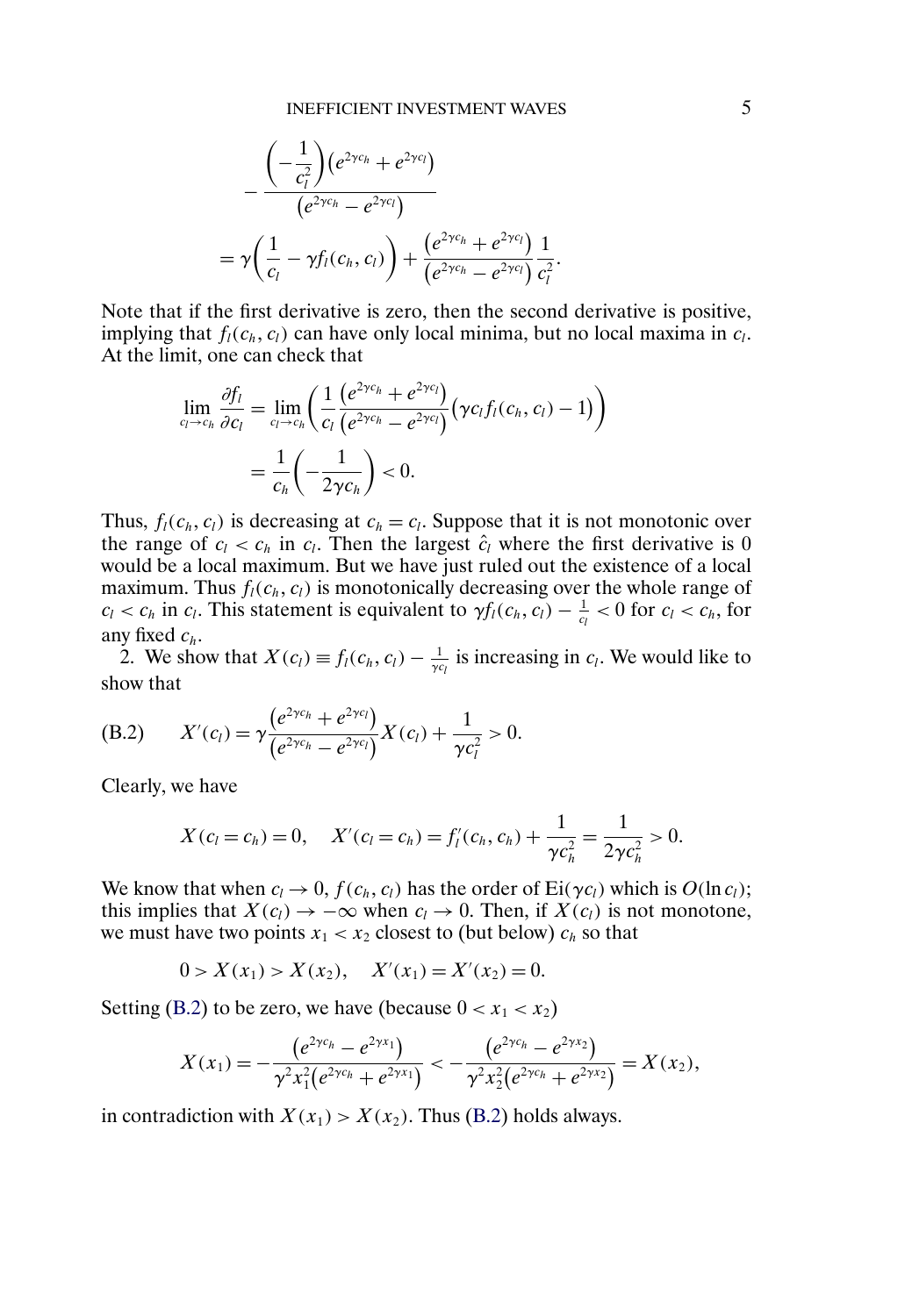$$
-\frac{\left(-\frac{1}{c_l^2}\right)\left(e^{2\gamma c_h}+e^{2\gamma c_l}\right)}{\left(e^{2\gamma c_h}-e^{2\gamma c_l}\right)}
$$

$$
=\gamma\left(\frac{1}{c_l}-\gamma f_l(c_h,c_l)\right)+\frac{\left(e^{2\gamma c_h}+e^{2\gamma c_l}\right)}{\left(e^{2\gamma c_h}-e^{2\gamma c_l}\right)}\frac{1}{c_l^2}.
$$

Note that if the first derivative is zero, then the second derivative is positive, implying that $f_l(c_h, c_l)$ can have only local minima, but no local maxima in $c_l$. At the limit, one can check that

$$
\lim_{c_l\to c_h}\frac{\partial f_l}{\partial c_l}=\lim_{c_l\to c_h}\left(\frac{1}{c_l}\frac{\left(e^{2\gamma c_h}+e^{2\gamma c_l}\right)}{\left(e^{2\gamma c_h}-e^{2\gamma c_l}\right)}\left(\gamma c_l f_l(c_h,c_l)-1\right)\right)
$$

$$
=\frac{1}{c_h}\left(-\frac{1}{2\gamma c_h}\right)<0.
$$

Thus, $f_l(c_h, c_l)$ is decreasing at $c_h = c_l$. Suppose that it is not monotonic over the range of $c_l < c_h$ in $c_l$. Then the largest $\hat{c}_l$ where the first derivative is 0 would be a local maximum. But we have just ruled out the existence of a local maximum. Thus $f_l(c_h, c_l)$ is monotonically decreasing over the whole range of $c_l < c_h$ in $c_l$. This statement is equivalent to $\gamma f_l(c_h, c_l) - \frac{1}{c_l} < 0$ for $c_l < c_h$, for any fixed $c_h$.

2. We show that $X(c_l) \equiv f_l(c_h, c_l) - \frac{1}{\gamma c_l}$ is increasing in $c_l$. We would like to show that

$$
X'(c_l)=\gamma\frac{\left(e^{2\gamma c_h}+e^{2\gamma c_l}\right)}{\left(e^{2\gamma c_h}-e^{2\gamma c_l}\right)}X(c_l)+\frac{1}{\gamma c_l^2}>0. \tag{B.2}
$$

Clearly, we have

$$
X(c_l=c_h)=0,\quad X'(c_l=c_h)=f_l'(c_h,c_h)+\frac{1}{\gamma c_h^2}=\frac{1}{2\gamma c_h^2}>0.
$$

We know that when $c_l \to 0$, $f(c_h, c_l)$ has the order of $\text{Ei}(\gamma c_l)$ which is $O(\ln c_l)$; this implies that $X(c_l) \to -\infty$ when $c_l \to 0$. Then, if $X(c_l)$ is not monotone, we must have two points $x_1 < x_2$ closest to (but below) $c_h$ so that

$$
0 > X(x_1) > X(x_2),\quad X'(x_1) = X'(x_2) = 0.
$$

Setting (B.2) to be zero, we have (because $0 < x_1 < x_2$)

$$
X(x_1)=-\frac{\left(e^{2\gamma c_h}-e^{2\gamma x_1}\right)}{\gamma^2 x_1^2\left(e^{2\gamma c_h}+e^{2\gamma x_1}\right)}<-\frac{\left(e^{2\gamma c_h}-e^{2\gamma x_2}\right)}{\gamma^2 x_2^2\left(e^{2\gamma c_h}+e^{2\gamma x_2}\right)}=X(x_2),
$$

in contradiction with $X(x_1) > X(x_2)$. Thus (B.2) holds always.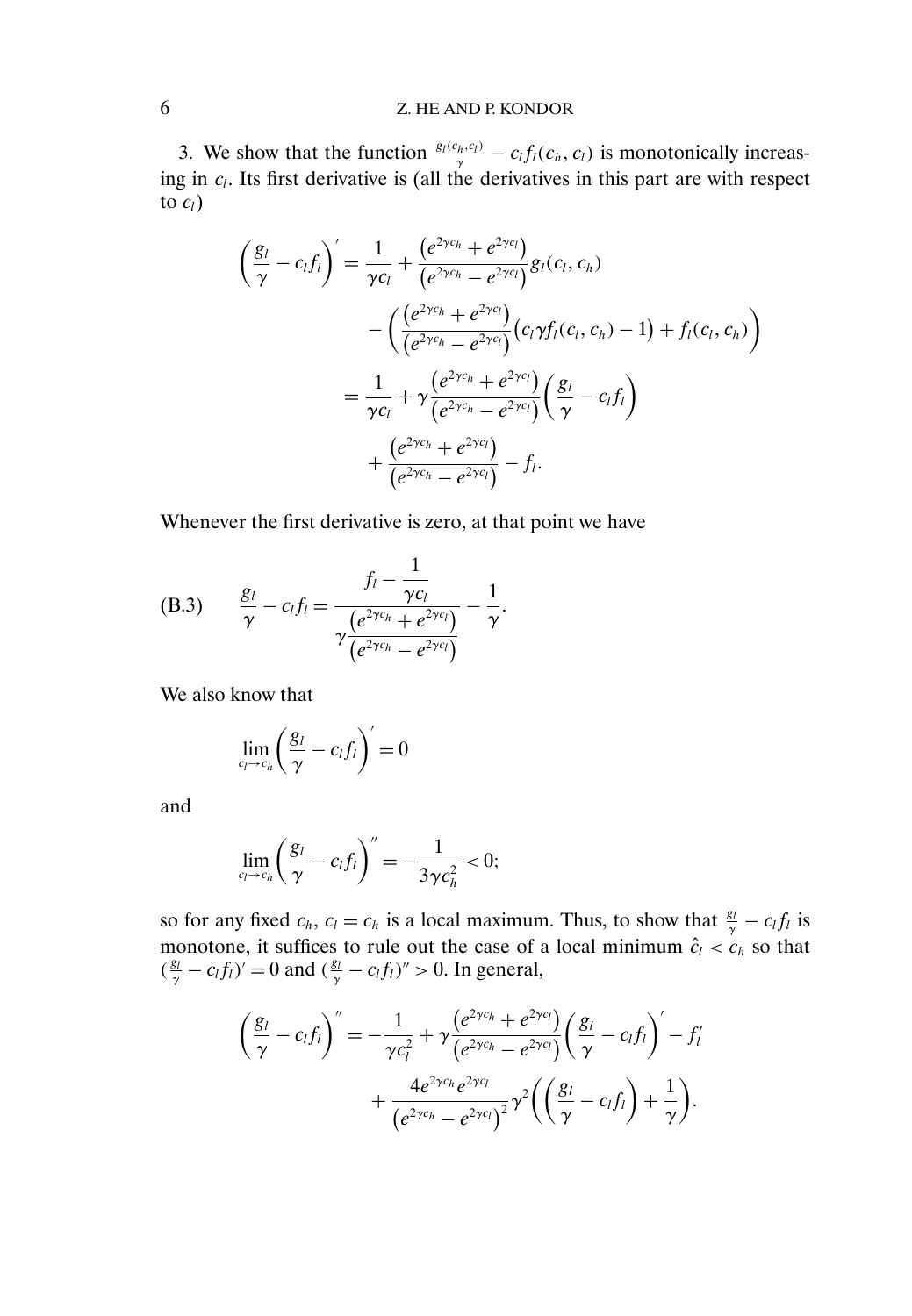3. We show that the function $\frac{g_l(c_h, c_l)}{\gamma} - c_l f_l(c_h, c_l)$ is monotonically increasing in $c_l$. Its first derivative is (all the derivatives in this part are with respect to $c_l$)

$$
\begin{aligned}
\left(\frac{g_l}{\gamma} - c_l f_l\right)' &= \frac{1}{\gamma c_l} + \frac{\left(e^{2\gamma c_h} + e^{2\gamma c_l}\right)}{\left(e^{2\gamma c_h} - e^{2\gamma c_l}\right)} g_l(c_l, c_h) \\
&\quad - \left(\frac{\left(e^{2\gamma c_h} + e^{2\gamma c_l}\right)}{\left(e^{2\gamma c_h} - e^{2\gamma c_l}\right)}\left(c_l \gamma f_l(c_l, c_h) - 1\right) + f_l(c_l, c_h)\right) \\
&= \frac{1}{\gamma c_l} + \gamma \frac{\left(e^{2\gamma c_h} + e^{2\gamma c_l}\right)}{\left(e^{2\gamma c_h} - e^{2\gamma c_l}\right)}\left(\frac{g_l}{\gamma} - c_l f_l\right) \\
&\quad + \frac{\left(e^{2\gamma c_h} + e^{2\gamma c_l}\right)}{\left(e^{2\gamma c_h} - e^{2\gamma c_l}\right)} - f_l.
\end{aligned}
$$

Whenever the first derivative is zero, at that point we have

$$
\text{(B.3)} \qquad \frac{g_l}{\gamma} - c_l f_l = \frac{f_l - \dfrac{1}{\gamma c_l}}{\gamma \dfrac{\left(e^{2\gamma c_h} + e^{2\gamma c_l}\right)}{\left(e^{2\gamma c_h} - e^{2\gamma c_l}\right)}} - \frac{1}{\gamma}.
$$

We also know that

$$
\lim_{c_l \to c_h} \left(\frac{g_l}{\gamma} - c_l f_l\right)' = 0
$$

and

$$
\lim_{c_l \to c_h} \left(\frac{g_l}{\gamma} - c_l f_l\right)'' = -\frac{1}{3\gamma c_h^2} < 0;
$$

so for any fixed $c_h$, $c_l = c_h$ is a local maximum. Thus, to show that $\frac{g_l}{\gamma} - c_l f_l$ is monotone, it suffices to rule out the case of a local minimum $\hat{c}_l < c_h$ so that $(\frac{g_l}{\gamma} - c_l f_l)' = 0$ and $(\frac{g_l}{\gamma} - c_l f_l)'' > 0$. In general,

$$
\begin{aligned}
\left(\frac{g_l}{\gamma} - c_l f_l\right)'' &= -\frac{1}{\gamma c_l^2} + \gamma \frac{\left(e^{2\gamma c_h} + e^{2\gamma c_l}\right)}{\left(e^{2\gamma c_h} - e^{2\gamma c_l}\right)}\left(\frac{g_l}{\gamma} - c_l f_l\right)' - f_l' \\
&\quad + \frac{4 e^{2\gamma c_h} e^{2\gamma c_l}}{\left(e^{2\gamma c_h} - e^{2\gamma c_l}\right)^2} \gamma^2 \left(\left(\frac{g_l}{\gamma} - c_l f_l\right) + \frac{1}{\gamma}\right).
\end{aligned}
$$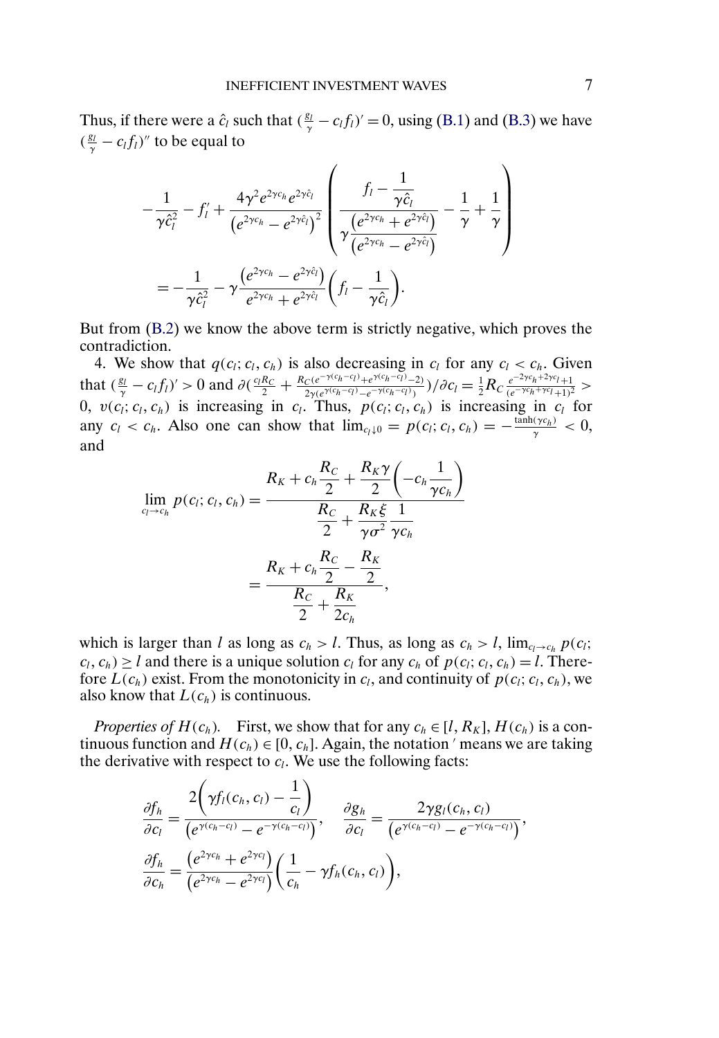Thus, if there were a $\hat{c}_l$ such that $(\frac{g_l}{\gamma} - c_l f_l)' = 0$, using (B.1) and (B.3) we have $(\frac{g_l}{\gamma} - c_l f_l)''$ to be equal to

$$
-\frac{1}{\gamma \hat{c}_l^2} - f_l' + \frac{4\gamma^2 e^{2\gamma c_h} e^{2\gamma \hat{c}_l}}{\left(e^{2\gamma c_h} - e^{2\gamma \hat{c}_l}\right)^2} \left( \frac{f_l - \dfrac{1}{\gamma \hat{c}_l}}{\gamma \dfrac{\left(e^{2\gamma c_h} + e^{2\gamma \hat{c}_l}\right)}{\left(e^{2\gamma c_h} - e^{2\gamma \hat{c}_l}\right)}} - \frac{1}{\gamma} + \frac{1}{\gamma} \right)
$$

$$
= -\frac{1}{\gamma \hat{c}_l^2} - \gamma \frac{\left(e^{2\gamma c_h} - e^{2\gamma \hat{c}_l}\right)}{e^{2\gamma c_h} + e^{2\gamma \hat{c}_l}} \left( f_l - \frac{1}{\gamma \hat{c}_l} \right).
$$

But from (B.2) we know the above term is strictly negative, which proves the contradiction.

4. We show that $q(c_l; c_l, c_h)$ is also decreasing in $c_l$ for any $c_l < c_h$. Given that $(\frac{g_l}{\gamma} - c_l f_l)' > 0$ and $\partial(\frac{c_l R_C}{2} + \frac{R_C(e^{-\gamma(c_h - c_l)} + e^{\gamma(c_h - c_l)} - 2)}{2\gamma(e^{\gamma(c_h - c_l)} - e^{-\gamma(c_h - c_l)})})/\partial c_l = \frac{1}{2} R_C \frac{e^{-2\gamma c_h + 2\gamma c_l} + 1}{(e^{-\gamma c_h + \gamma c_l} + 1)^2} > 0$, $v(c_l; c_l, c_h)$ is increasing in $c_l$. Thus, $p(c_l; c_l, c_h)$ is increasing in $c_l$ for any $c_l < c_h$. Also one can show that $\lim_{c_l \downarrow 0} = p(c_l; c_l, c_h) = -\frac{\tanh(\gamma c_h)}{\gamma} < 0$, and

$$
\lim_{c_l \to c_h} p(c_l; c_l, c_h) = \frac{R_K + c_h \dfrac{R_C}{2} + \dfrac{R_K \gamma}{2}\left(-c_h \dfrac{1}{\gamma c_h}\right)}{\dfrac{R_C}{2} + \dfrac{R_K \xi}{\gamma \sigma^2} \dfrac{1}{\gamma c_h}}
$$

$$
= \frac{R_K + c_h \dfrac{R_C}{2} - \dfrac{R_K}{2}}{\dfrac{R_C}{2} + \dfrac{R_K}{2 c_h}},
$$

which is larger than $l$ as long as $c_h > l$. Thus, as long as $c_h > l$, $\lim_{c_l \to c_h} p(c_l; c_l, c_h) \geq l$ and there is a unique solution $c_l$ for any $c_h$ of $p(c_l; c_l, c_h) = l$. Therefore $L(c_h)$ exist. From the monotonicity in $c_l$, and continuity of $p(c_l; c_l, c_h)$, we also know that $L(c_h)$ is continuous.

*Properties of* $H(c_h)$. First, we show that for any $c_h \in [l, R_K]$, $H(c_h)$ is a continuous function and $H(c_h) \in [0, c_h]$. Again, the notation $'$ means we are taking the derivative with respect to $c_l$. We use the following facts:

$$
\frac{\partial f_h}{\partial c_l} = \frac{2\left(\gamma f_l(c_h, c_l) - \dfrac{1}{c_l}\right)}{\left(e^{\gamma(c_h - c_l)} - e^{-\gamma(c_h - c_l)}\right)}, \quad \frac{\partial g_h}{\partial c_l} = \frac{2\gamma g_l(c_h, c_l)}{\left(e^{\gamma(c_h - c_l)} - e^{-\gamma(c_h - c_l)}\right)},
$$

$$
\frac{\partial f_h}{\partial c_h} = \frac{\left(e^{2\gamma c_h} + e^{2\gamma c_l}\right)}{\left(e^{2\gamma c_h} - e^{2\gamma c_l}\right)} \left( \frac{1}{c_h} - \gamma f_h(c_h, c_l) \right),
$$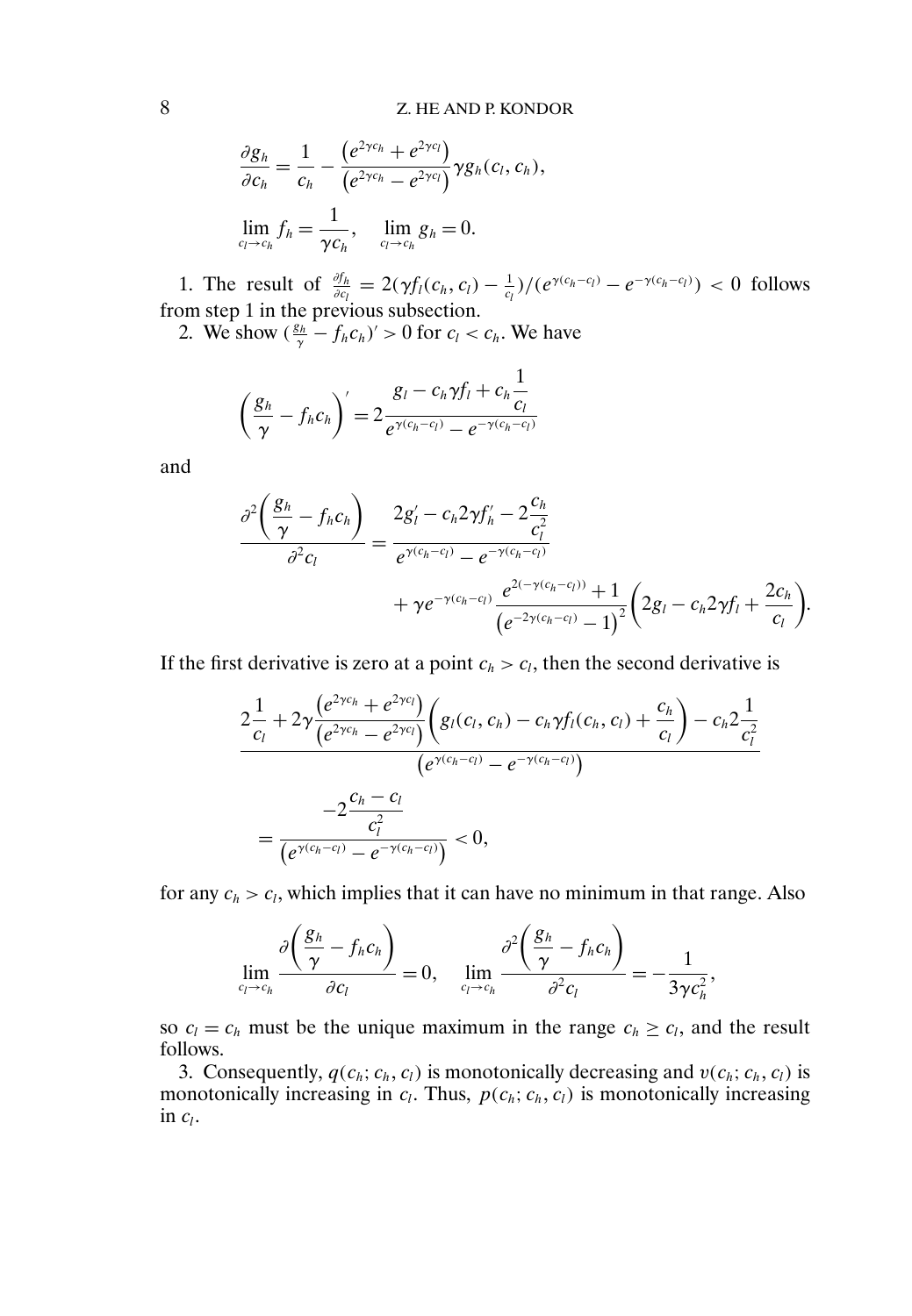$$\frac{\partial g_h}{\partial c_h} = \frac{1}{c_h} - \frac{\left(e^{2\gamma c_h} + e^{2\gamma c_l}\right)}{\left(e^{2\gamma c_h} - e^{2\gamma c_l}\right)} \gamma g_h(c_l, c_h),$$

$$\lim_{c_l \to c_h} f_h = \frac{1}{\gamma c_h}, \quad \lim_{c_l \to c_h} g_h = 0.$$

1. The result of $\frac{\partial f_h}{\partial c_l} = 2(\gamma f_l(c_h, c_l) - \frac{1}{c_l})/(e^{\gamma(c_h - c_l)} - e^{-\gamma(c_h - c_l)}) < 0$ follows from step 1 in the previous subsection.

2. We show $(\frac{g_h}{\gamma} - f_h c_h)' > 0$ for $c_l < c_h$. We have

$$\left(\frac{g_h}{\gamma} - f_h c_h\right)' = 2\frac{g_l - c_h \gamma f_l + c_h \dfrac{1}{c_l}}{e^{\gamma(c_h - c_l)} - e^{-\gamma(c_h - c_l)}}$$

and

$$\frac{\partial^2\left(\dfrac{g_h}{\gamma} - f_h c_h\right)}{\partial^2 c_l} = \frac{2g_l' - c_h 2\gamma f_h' - 2\dfrac{c_h}{c_l^2}}{e^{\gamma(c_h - c_l)} - e^{-\gamma(c_h - c_l)}} + \gamma e^{-\gamma(c_h - c_l)} \frac{e^{2(-\gamma(c_h - c_l))} + 1}{\left(e^{-2\gamma(c_h - c_l)} - 1\right)^2}\left(2g_l - c_h 2\gamma f_l + \frac{2c_h}{c_l}\right).$$

If the first derivative is zero at a point $c_h > c_l$, then the second derivative is

$$\frac{2\dfrac{1}{c_l} + 2\gamma \dfrac{\left(e^{2\gamma c_h} + e^{2\gamma c_l}\right)}{\left(e^{2\gamma c_h} - e^{2\gamma c_l}\right)}\left(g_l(c_l, c_h) - c_h \gamma f_l(c_h, c_l) + \dfrac{c_h}{c_l}\right) - c_h 2\dfrac{1}{c_l^2}}{\left(e^{\gamma(c_h - c_l)} - e^{-\gamma(c_h - c_l)}\right)}$$

$$= \frac{-2\dfrac{c_h - c_l}{c_l^2}}{\left(e^{\gamma(c_h - c_l)} - e^{-\gamma(c_h - c_l)}\right)} < 0,$$

for any $c_h > c_l$, which implies that it can have no minimum in that range. Also

$$\lim_{c_l \to c_h} \frac{\partial\left(\dfrac{g_h}{\gamma} - f_h c_h\right)}{\partial c_l} = 0, \quad \lim_{c_l \to c_h} \frac{\partial^2\left(\dfrac{g_h}{\gamma} - f_h c_h\right)}{\partial^2 c_l} = -\frac{1}{3\gamma c_h^2},$$

so $c_l = c_h$ must be the unique maximum in the range $c_h \geq c_l$, and the result follows.

3. Consequently, $q(c_h; c_h, c_l)$ is monotonically decreasing and $v(c_h; c_h, c_l)$ is monotonically increasing in $c_l$. Thus, $p(c_h; c_h, c_l)$ is monotonically increasing in $c_l$.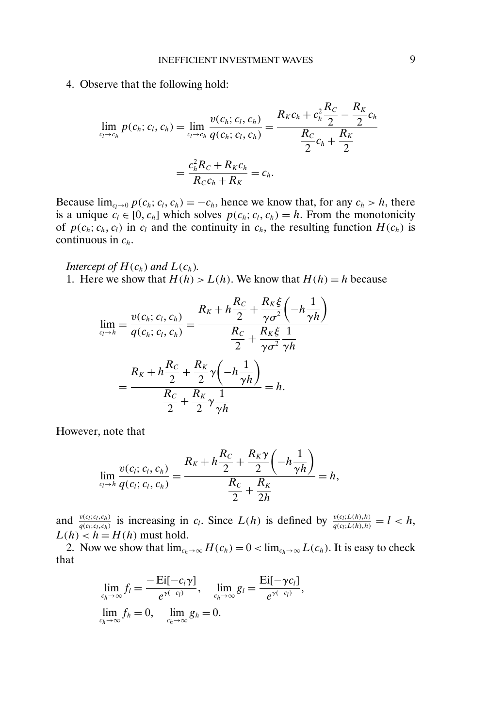4. Observe that the following hold:

$$
\lim_{c_l \to c_h} p(c_h; c_l, c_h) = \lim_{c_l \to c_h} \frac{v(c_h; c_l, c_h)}{q(c_h; c_l, c_h)} = \frac{R_K c_h + c_h^2 \dfrac{R_C}{2} - \dfrac{R_K}{2} c_h}{\dfrac{R_C}{2} c_h + \dfrac{R_K}{2}}
$$

$$
= \frac{c_h^2 R_C + R_K c_h}{R_C c_h + R_K} = c_h.
$$

Because $\lim_{c_l \to 0} p(c_h; c_l, c_h) = -c_h$, hence we know that, for any $c_h > h$, there is a unique $c_l \in [0, c_h]$ which solves $p(c_h; c_l, c_h) = h$. From the monotonicity of $p(c_h; c_h, c_l)$ in $c_l$ and the continuity in $c_h$, the resulting function $H(c_h)$ is continuous in $c_h$.

*Intercept of $H(c_h)$ and $L(c_h)$.*

1. Here we show that $H(h) > L(h)$. We know that $H(h) = h$ because

$$
\lim_{c_l \to h} = \frac{v(c_h; c_l, c_h)}{q(c_h; c_l, c_h)} = \frac{R_K + h\dfrac{R_C}{2} + \dfrac{R_K \xi}{\gamma \sigma^2}\left(-h\dfrac{1}{\gamma h}\right)}{\dfrac{R_C}{2} + \dfrac{R_K \xi}{\gamma \sigma^2}\dfrac{1}{\gamma h}}
$$

$$
= \frac{R_K + h\dfrac{R_C}{2} + \dfrac{R_K}{2}\gamma\left(-h\dfrac{1}{\gamma h}\right)}{\dfrac{R_C}{2} + \dfrac{R_K}{2}\gamma\dfrac{1}{\gamma h}} = h.
$$

However, note that

$$
\lim_{c_l \to h} \frac{v(c_l; c_l, c_h)}{q(c_l; c_l, c_h)} = \frac{R_K + h\dfrac{R_C}{2} + \dfrac{R_K \gamma}{2}\left(-h\dfrac{1}{\gamma h}\right)}{\dfrac{R_C}{2} + \dfrac{R_K}{2h}} = h,
$$

and $\frac{v(c_l; c_l, c_h)}{q(c_l; c_l, c_h)}$ is increasing in $c_l$. Since $L(h)$ is defined by $\frac{v(c_l; L(h), h)}{q(c_l; L(h), h)} = l < h$, $L(h) < h = H(h)$ must hold.

2. Now we show that $\lim_{c_h \to \infty} H(c_h) = 0 < \lim_{c_h \to \infty} L(c_h)$. It is easy to check that

$$
\lim_{c_h \to \infty} f_l = \frac{-\text{Ei}[-c_l \gamma]}{e^{\gamma(-c_l)}}, \quad \lim_{c_h \to \infty} g_l = \frac{\text{Ei}[-\gamma c_l]}{e^{\gamma(-c_l)}},
$$

$$
\lim_{c_h \to \infty} f_h = 0, \quad \lim_{c_h \to \infty} g_h = 0.
$$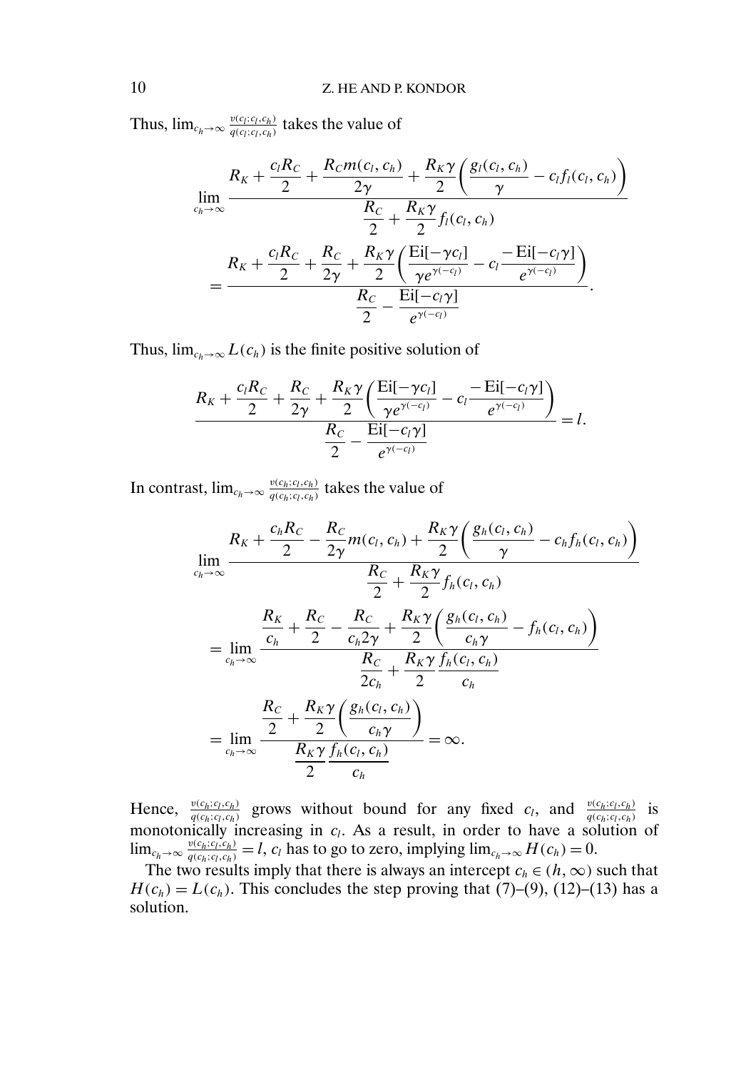Thus, $\lim_{c_h\to\infty}\frac{v(c_l;c_l,c_h)}{q(c_l;c_l,c_h)}$ takes the value of

$$
\begin{aligned}
&\lim_{c_h\to\infty}\frac{R_K+\dfrac{c_lR_C}{2}+\dfrac{R_Cm(c_l,c_h)}{2\gamma}+\dfrac{R_K\gamma}{2}\left(\dfrac{g_l(c_l,c_h)}{\gamma}-c_lf_l(c_l,c_h)\right)}{\dfrac{R_C}{2}+\dfrac{R_K\gamma}{2}f_l(c_l,c_h)}\\
&\quad=\frac{R_K+\dfrac{c_lR_C}{2}+\dfrac{R_C}{2\gamma}+\dfrac{R_K\gamma}{2}\left(\dfrac{\mathrm{Ei}[-\gamma c_l]}{\gamma e^{\gamma(-c_l)}}-c_l\dfrac{-\mathrm{Ei}[-c_l\gamma]}{e^{\gamma(-c_l)}}\right)}{\dfrac{R_C}{2}-\dfrac{\mathrm{Ei}[-c_l\gamma]}{e^{\gamma(-c_l)}}}.
\end{aligned}
$$

Thus, $\lim_{c_h\to\infty}L(c_h)$ is the finite positive solution of

$$
\frac{R_K+\dfrac{c_lR_C}{2}+\dfrac{R_C}{2\gamma}+\dfrac{R_K\gamma}{2}\left(\dfrac{\mathrm{Ei}[-\gamma c_l]}{\gamma e^{\gamma(-c_l)}}-c_l\dfrac{-\mathrm{Ei}[-c_l\gamma]}{e^{\gamma(-c_l)}}\right)}{\dfrac{R_C}{2}-\dfrac{\mathrm{Ei}[-c_l\gamma]}{e^{\gamma(-c_l)}}}=l.
$$

In contrast, $\lim_{c_h\to\infty}\frac{v(c_h;c_l,c_h)}{q(c_h;c_l,c_h)}$ takes the value of

$$
\begin{aligned}
&\lim_{c_h\to\infty}\frac{R_K+\dfrac{c_hR_C}{2}-\dfrac{R_C}{2\gamma}m(c_l,c_h)+\dfrac{R_K\gamma}{2}\left(\dfrac{g_h(c_l,c_h)}{\gamma}-c_hf_h(c_l,c_h)\right)}{\dfrac{R_C}{2}+\dfrac{R_K\gamma}{2}f_h(c_l,c_h)}\\
&\quad=\lim_{c_h\to\infty}\frac{\dfrac{R_K}{c_h}+\dfrac{R_C}{2}-\dfrac{R_C}{c_h2\gamma}+\dfrac{R_K\gamma}{2}\left(\dfrac{g_h(c_l,c_h)}{c_h\gamma}-f_h(c_l,c_h)\right)}{\dfrac{R_C}{2c_h}+\dfrac{R_K\gamma}{2}\dfrac{f_h(c_l,c_h)}{c_h}}\\
&\quad=\lim_{c_h\to\infty}\frac{\dfrac{R_C}{2}+\dfrac{R_K\gamma}{2}\left(\dfrac{g_h(c_l,c_h)}{c_h\gamma}\right)}{\dfrac{R_K\gamma}{2}\dfrac{f_h(c_l,c_h)}{c_h}}=\infty.
\end{aligned}
$$

Hence, $\frac{v(c_h;c_l,c_h)}{q(c_h;c_l,c_h)}$ grows without bound for any fixed $c_l$, and $\frac{v(c_h;c_l,c_h)}{q(c_h;c_l,c_h)}$ is monotonically increasing in $c_l$. As a result, in order to have a solution of $\lim_{c_h\to\infty}\frac{v(c_h;c_l,c_h)}{q(c_h;c_l,c_h)}=l$, $c_l$ has to go to zero, implying $\lim_{c_h\to\infty}H(c_h)=0$.

The two results imply that there is always an intercept $c_h\in(h,\infty)$ such that $H(c_h)=L(c_h)$. This concludes the step proving that (7)–(9), (12)–(13) has a solution.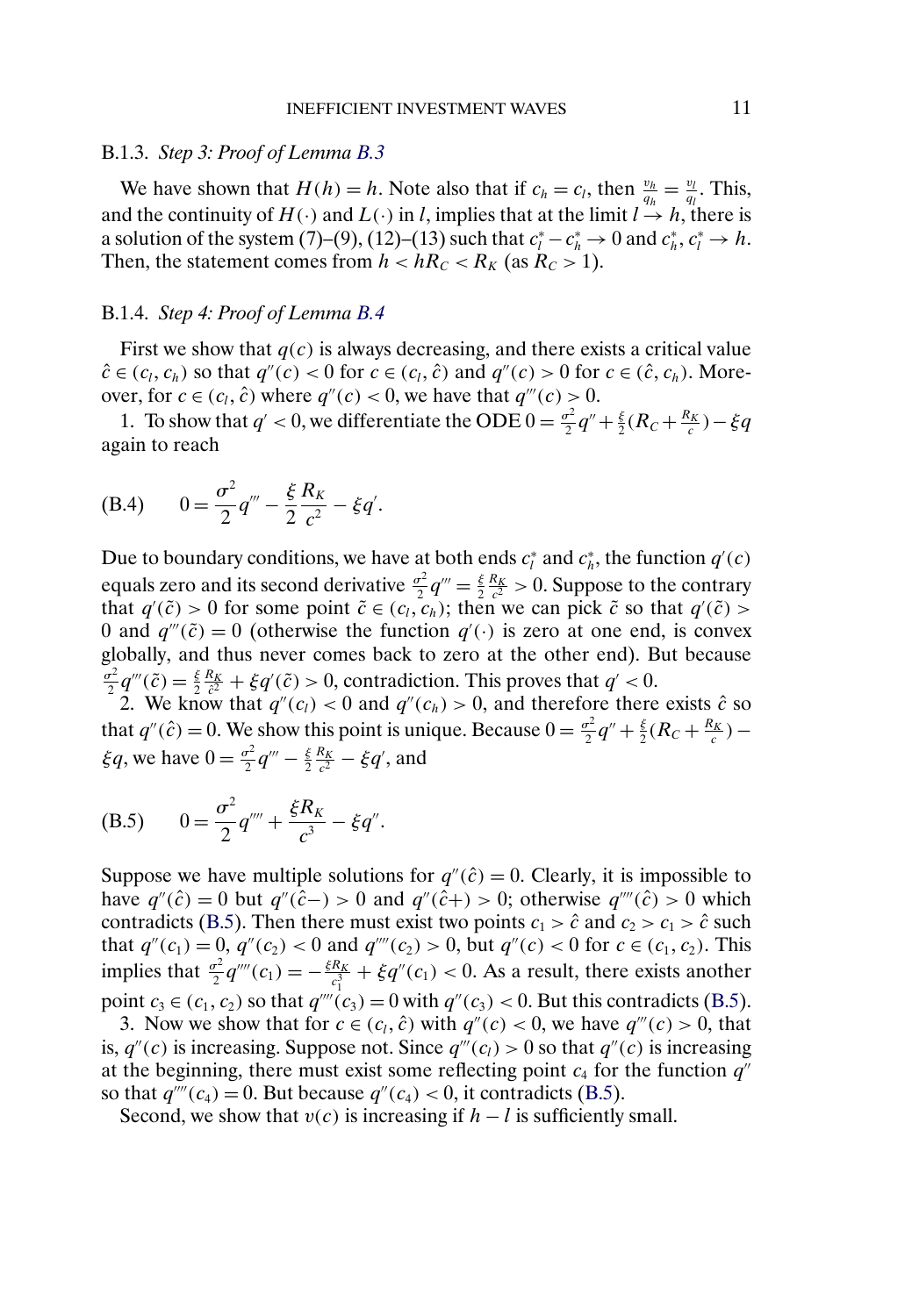### B.1.3. *Step 3: Proof of Lemma B.3*

We have shown that $H(h) = h$. Note also that if $c_h = c_l$, then $\frac{v_h}{q_h} = \frac{v_l}{q_l}$. This, and the continuity of $H(\cdot)$ and $L(\cdot)$ in $l$, implies that at the limit $l \to h$, there is a solution of the system (7)–(9), (12)–(13) such that $c_l^* - c_h^* \to 0$ and $c_h^*, c_l^* \to h$. Then, the statement comes from $h < hR_C < R_K$ (as $R_C > 1$).

### B.1.4. *Step 4: Proof of Lemma B.4*

First we show that $q(c)$ is always decreasing, and there exists a critical value $\hat{c} \in (c_l, c_h)$ so that $q''(c) < 0$ for $c \in (c_l, \hat{c})$ and $q''(c) > 0$ for $c \in (\hat{c}, c_h)$. Moreover, for $c \in (c_l, \hat{c})$ where $q''(c) < 0$, we have that $q'''(c) > 0$.

1. To show that $q' < 0$, we differentiate the ODE $0 = \frac{\sigma^2}{2}q'' + \frac{\xi}{2}(R_C + \frac{R_K}{c}) - \xi q$ again to reach

$$(B.4) \qquad 0 = \frac{\sigma^2}{2}q''' - \frac{\xi}{2}\frac{R_K}{c^2} - \xi q'.$$

Due to boundary conditions, we have at both ends $c_l^*$ and $c_h^*$, the function $q'(c)$ equals zero and its second derivative $\frac{\sigma^2}{2}q''' = \frac{\xi}{2}\frac{R_K}{c^2} > 0$. Suppose to the contrary that $q'(\tilde{c}) > 0$ for some point $\tilde{c} \in (c_l, c_h)$; then we can pick $\tilde{c}$ so that $q'(\tilde{c}) > 0$ and $q'''(\tilde{c}) = 0$ (otherwise the function $q'(\cdot)$ is zero at one end, is convex globally, and thus never comes back to zero at the other end). But because $\frac{\sigma^2}{2}q'''(\tilde{c}) = \frac{\xi}{2}\frac{R_K}{\tilde{c}^2} + \xi q'(\tilde{c}) > 0$, contradiction. This proves that $q' < 0$.

2. We know that $q''(c_l) < 0$ and $q''(c_h) > 0$, and therefore there exists $\hat{c}$ so that $q''(\hat{c}) = 0$. We show this point is unique. Because $0 = \frac{\sigma^2}{2}q'' + \frac{\xi}{2}(R_C + \frac{R_K}{c}) - \xi q$, we have $0 = \frac{\sigma^2}{2}q''' - \frac{\xi}{2}\frac{R_K}{c^2} - \xi q'$, and

$$(B.5) \qquad 0 = \frac{\sigma^2}{2}q'''' + \frac{\xi R_K}{c^3} - \xi q''.$$

Suppose we have multiple solutions for $q''(\hat{c}) = 0$. Clearly, it is impossible to have $q''(\hat{c}) = 0$ but $q''(\hat{c}-) > 0$ and $q''(\hat{c}+) > 0$; otherwise $q''''(\hat{c}) > 0$ which contradicts (B.5). Then there must exist two points $c_1 > \hat{c}$ and $c_2 > c_1 > \hat{c}$ such that $q''(c_1) = 0$, $q''(c_2) < 0$ and $q''''(c_2) > 0$, but $q''(c) < 0$ for $c \in (c_1, c_2)$. This implies that $\frac{\sigma^2}{2}q''''(c_1) = -\frac{\xi R_K}{c_1^3} + \xi q''(c_1) < 0$. As a result, there exists another point $c_3 \in (c_1, c_2)$ so that $q''''(c_3) = 0$ with $q''(c_3) < 0$. But this contradicts (B.5).

3. Now we show that for $c \in (c_l, \hat{c})$ with $q''(c) < 0$, we have $q'''(c) > 0$, that is, $q''(c)$ is increasing. Suppose not. Since $q'''(c_l) > 0$ so that $q''(c)$ is increasing at the beginning, there must exist some reflecting point $c_4$ for the function $q''$ so that $q''''(c_4) = 0$. But because $q''(c_4) < 0$, it contradicts (B.5).

Second, we show that $v(c)$ is increasing if $h - l$ is sufficiently small.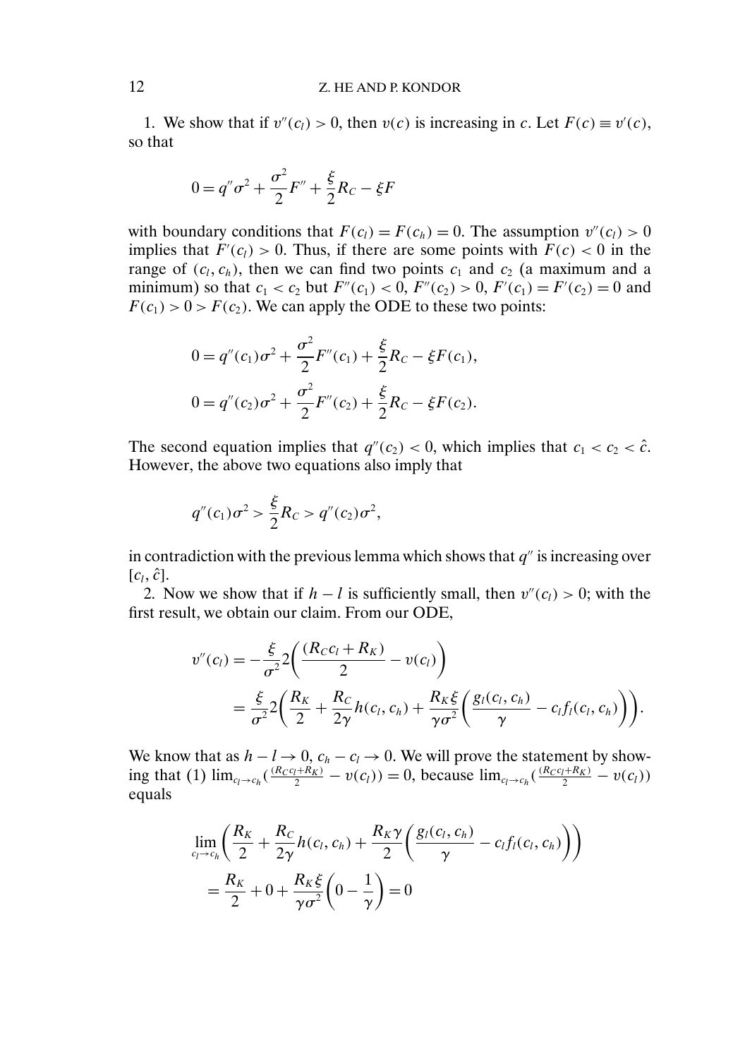1. We show that if $v''(c_l) > 0$, then $v(c)$ is increasing in $c$. Let $F(c) \equiv v'(c)$, so that

$$0 = q''\sigma^2 + \frac{\sigma^2}{2}F'' + \frac{\xi}{2}R_C - \xi F$$

with boundary conditions that $F(c_l) = F(c_h) = 0$. The assumption $v''(c_l) > 0$ implies that $F'(c_l) > 0$. Thus, if there are some points with $F(c) < 0$ in the range of $(c_l, c_h)$, then we can find two points $c_1$ and $c_2$ (a maximum and a minimum) so that $c_1 < c_2$ but $F''(c_1) < 0$, $F''(c_2) > 0$, $F'(c_1) = F'(c_2) = 0$ and $F(c_1) > 0 > F(c_2)$. We can apply the ODE to these two points:

$$0 = q''(c_1)\sigma^2 + \frac{\sigma^2}{2}F''(c_1) + \frac{\xi}{2}R_C - \xi F(c_1),$$

$$0 = q''(c_2)\sigma^2 + \frac{\sigma^2}{2}F''(c_2) + \frac{\xi}{2}R_C - \xi F(c_2).$$

The second equation implies that $q''(c_2) < 0$, which implies that $c_1 < c_2 < \hat{c}$. However, the above two equations also imply that

$$q''(c_1)\sigma^2 > \frac{\xi}{2}R_C > q''(c_2)\sigma^2,$$

in contradiction with the previous lemma which shows that $q''$ is increasing over $[c_l, \hat{c}]$.

2. Now we show that if $h - l$ is sufficiently small, then $v''(c_l) > 0$; with the first result, we obtain our claim. From our ODE,

$$\begin{aligned} v''(c_l) &= -\frac{\xi}{\sigma^2}2\left(\frac{(R_C c_l + R_K)}{2} - v(c_l)\right) \\ &= \frac{\xi}{\sigma^2}2\left(\frac{R_K}{2} + \frac{R_C}{2\gamma}h(c_l, c_h) + \frac{R_K \xi}{\gamma\sigma^2}\left(\frac{g_l(c_l, c_h)}{\gamma} - c_l f_l(c_l, c_h)\right)\right). \end{aligned}$$

We know that as $h - l \to 0$, $c_h - c_l \to 0$. We will prove the statement by showing that (1) $\lim_{c_l \to c_h}(\frac{(R_C c_l + R_K)}{2} - v(c_l)) = 0$, because $\lim_{c_l \to c_h}(\frac{(R_C c_l + R_K)}{2} - v(c_l))$ equals

$$\begin{aligned} &\lim_{c_l \to c_h}\left(\frac{R_K}{2} + \frac{R_C}{2\gamma}h(c_l, c_h) + \frac{R_K \gamma}{2}\left(\frac{g_l(c_l, c_h)}{\gamma} - c_l f_l(c_l, c_h)\right)\right) \\ &= \frac{R_K}{2} + 0 + \frac{R_K \xi}{\gamma\sigma^2}\left(0 - \frac{1}{\gamma}\right) = 0 \end{aligned}$$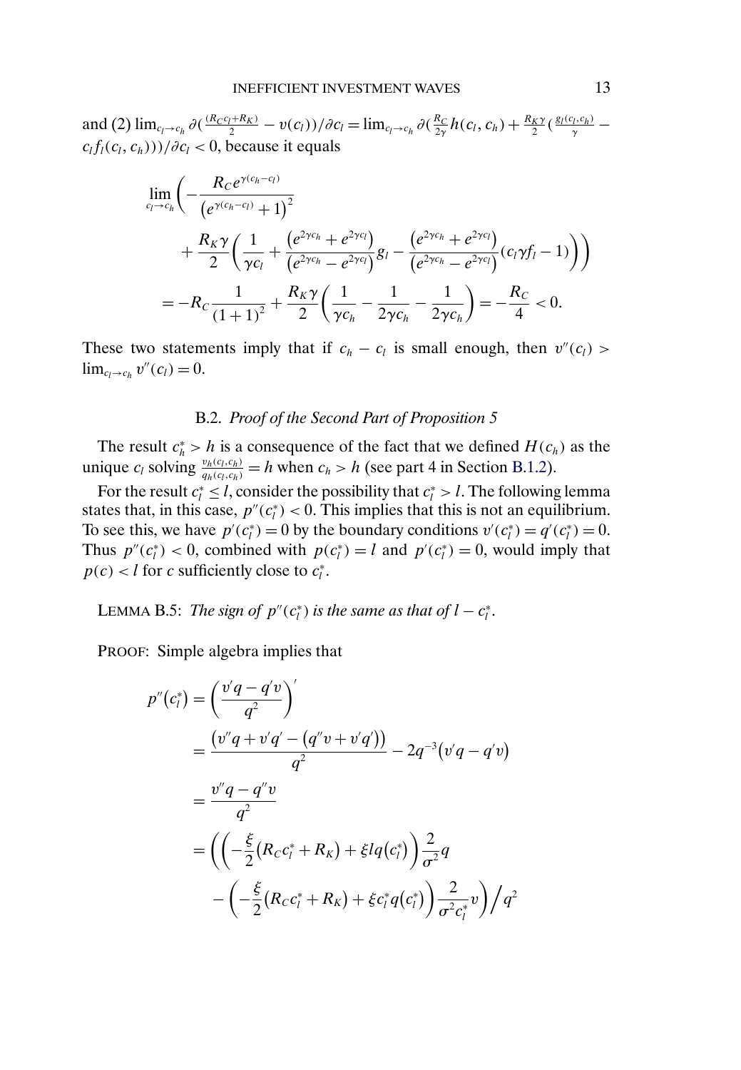and (2) $\lim_{c_l \to c_h} \partial(\frac{(R_C c_l + R_K)}{2} - v(c_l))/\partial c_l = \lim_{c_l \to c_h} \partial(\frac{R_C}{2\gamma} h(c_l, c_h) + \frac{R_K \gamma}{2}(\frac{g_l(c_l, c_h)}{\gamma} - c_l f_l(c_l, c_h)))/\partial c_l < 0$, because it equals

$$
\begin{aligned}
&\lim_{c_l \to c_h}\Bigg( -\frac{R_C e^{\gamma(c_h - c_l)}}{\left(e^{\gamma(c_h-c_l)}+1\right)^2} \\
&\qquad + \frac{R_K \gamma}{2}\bigg(\frac{1}{\gamma c_l} + \frac{\left(e^{2\gamma c_h} + e^{2\gamma c_l}\right)}{\left(e^{2\gamma c_h} - e^{2\gamma c_l}\right)} g_l - \frac{\left(e^{2\gamma c_h} + e^{2\gamma c_l}\right)}{\left(e^{2\gamma c_h} - e^{2\gamma c_l}\right)}(c_l \gamma f_l - 1)\bigg)\Bigg) \\
&\quad = -R_C \frac{1}{(1+1)^2} + \frac{R_K \gamma}{2}\bigg(\frac{1}{\gamma c_h} - \frac{1}{2\gamma c_h} - \frac{1}{2\gamma c_h}\bigg) = -\frac{R_C}{4} < 0.
\end{aligned}
$$

These two statements imply that if $c_h - c_l$ is small enough, then $v''(c_l) > \lim_{c_l \to c_h} v''(c_l) = 0$.

### B.2. *Proof of the Second Part of Proposition 5*

The result $c_h^* > h$ is a consequence of the fact that we defined $H(c_h)$ as the unique $c_l$ solving $\frac{v_h(c_l, c_h)}{q_h(c_l, c_h)} = h$ when $c_h > h$ (see part 4 in Section B.1.2).

For the result $c_l^* \leq l$, consider the possibility that $c_l^* > l$. The following lemma states that, in this case, $p''(c_l^*) < 0$. This implies that this is not an equilibrium. To see this, we have $p'(c_l^*) = 0$ by the boundary conditions $v'(c_l^*) = q'(c_l^*) = 0$. Thus $p''(c_l^*) < 0$, combined with $p(c_l^*) = l$ and $p'(c_l^*) = 0$, would imply that $p(c) < l$ for $c$ sufficiently close to $c_l^*$.

LEMMA B.5: *The sign of $p''(c_l^*)$ is the same as that of $l - c_l^*$.*

PROOF: Simple algebra implies that

$$
\begin{aligned}
p''(c_l^*) &= \left(\frac{v'q - q'v}{q^2}\right)' \\
&= \frac{\left(v''q + v'q' - \left(q''v + v'q'\right)\right)}{q^2} - 2q^{-3}\left(v'q - q'v\right) \\
&= \frac{v''q - q''v}{q^2} \\
&= \bigg(\Big(-\frac{\xi}{2}\left(R_C c_l^* + R_K\right) + \xi l q\left(c_l^*\right)\Big)\frac{2}{\sigma^2} q \\
&\qquad - \Big(-\frac{\xi}{2}\left(R_C c_l^* + R_K\right) + \xi c_l^* q\left(c_l^*\right)\Big)\frac{2}{\sigma^2 c_l^*} v\bigg) \Big/ q^2
\end{aligned}
$$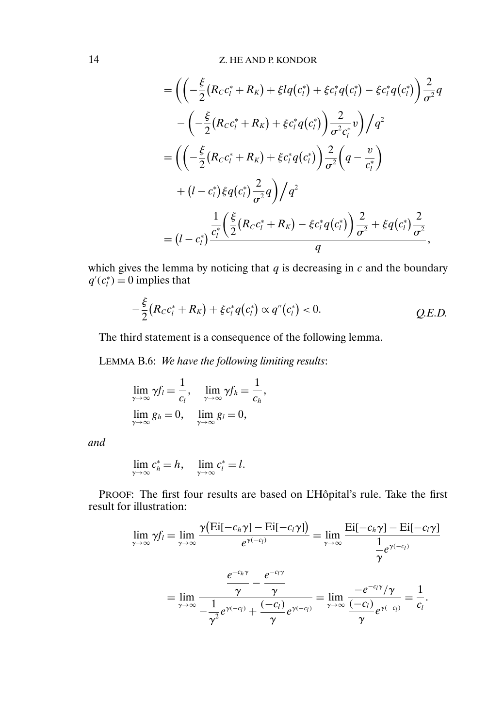$$
\begin{aligned}
&= \bigg( \Big( -\frac{\xi}{2}\big(R_C c_l^* + R_K\big) + \xi l q\big(c_l^*\big) + \xi c_l^* q\big(c_l^*\big) - \xi c_l^* q\big(c_l^*\big) \Big) \frac{2}{\sigma^2} q \\
&\quad - \Big( -\frac{\xi}{2}\big(R_C c_l^* + R_K\big) + \xi c_l^* q\big(c_l^*\big) \Big) \frac{2}{\sigma^2 c_l^*} v \bigg) \Big/ q^2 \\
&= \bigg( \Big( -\frac{\xi}{2}\big(R_C c_l^* + R_K\big) + \xi c_l^* q\big(c_l^*\big) \Big) \frac{2}{\sigma^2} \Big( q - \frac{v}{c_l^*} \Big) \\
&\quad + \big(l - c_l^*\big) \xi q\big(c_l^*\big) \frac{2}{\sigma^2} q \bigg) \Big/ q^2 \\
&= \big(l - c_l^*\big) \frac{\dfrac{1}{c_l^*} \Big( \dfrac{\xi}{2}\big(R_C c_l^* + R_K\big) - \xi c_l^* q\big(c_l^*\big) \Big) \dfrac{2}{\sigma^2} + \xi q\big(c_l^*\big) \dfrac{2}{\sigma^2}}{q},
\end{aligned}
$$

which gives the lemma by noticing that $q$ is decreasing in $c$ and the boundary $q'(c_l^*) = 0$ implies that

$$
-\frac{\xi}{2}\big(R_C c_l^* + R_K\big) + \xi c_l^* q\big(c_l^*\big) \propto q''\big(c_l^*\big) < 0. \qquad \textit{Q.E.D.}
$$

The third statement is a consequence of the following lemma.

LEMMA B.6: *We have the following limiting results*:

$$
\lim_{\gamma \to \infty} \gamma f_l = \frac{1}{c_l}, \quad \lim_{\gamma \to \infty} \gamma f_h = \frac{1}{c_h},
$$

$$
\lim_{\gamma \to \infty} g_h = 0, \quad \lim_{\gamma \to \infty} g_l = 0,
$$

*and*

$$
\lim_{\gamma \to \infty} c_h^* = h, \quad \lim_{\gamma \to \infty} c_l^* = l.
$$

PROOF: The first four results are based on L'Hôpital's rule. Take the first result for illustration:

$$
\begin{aligned}
\lim_{\gamma \to \infty} \gamma f_l &= \lim_{\gamma \to \infty} \frac{\gamma \big( \mathrm{Ei}[-c_h \gamma] - \mathrm{Ei}[-c_l \gamma] \big)}{e^{\gamma(-c_l)}} = \lim_{\gamma \to \infty} \frac{\mathrm{Ei}[-c_h \gamma] - \mathrm{Ei}[-c_l \gamma]}{\dfrac{1}{\gamma} e^{\gamma(-c_l)}} \\
&= \lim_{\gamma \to \infty} \frac{\dfrac{e^{-c_h \gamma}}{\gamma} - \dfrac{e^{-c_l \gamma}}{\gamma}}{-\dfrac{1}{\gamma^2} e^{\gamma(-c_l)} + \dfrac{(-c_l)}{\gamma} e^{\gamma(-c_l)}} = \lim_{\gamma \to \infty} \frac{-e^{-c_l \gamma}/\gamma}{\dfrac{(-c_l)}{\gamma} e^{\gamma(-c_l)}} = \frac{1}{c_l}.
\end{aligned}
$$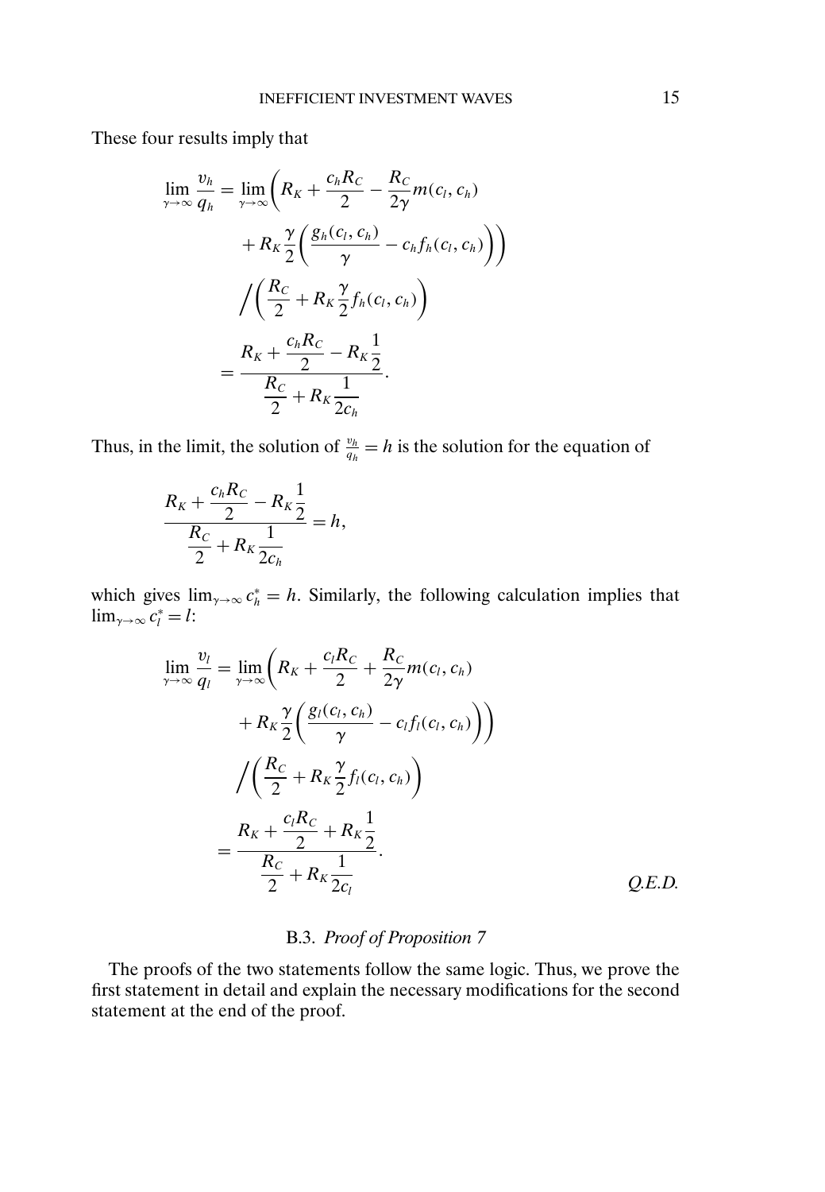These four results imply that

$$
\begin{aligned}
\lim_{\gamma\to\infty} \frac{v_h}{q_h} &= \lim_{\gamma\to\infty} \biggl( R_K + \frac{c_h R_C}{2} - \frac{R_C}{2\gamma} m(c_l, c_h) \\
&\qquad + R_K \frac{\gamma}{2} \biggl( \frac{g_h(c_l, c_h)}{\gamma} - c_h f_h(c_l, c_h) \biggr) \biggr) \\
&\qquad \bigg/ \biggl( \frac{R_C}{2} + R_K \frac{\gamma}{2} f_h(c_l, c_h) \biggr) \\
&= \frac{R_K + \dfrac{c_h R_C}{2} - R_K \dfrac{1}{2}}{\dfrac{R_C}{2} + R_K \dfrac{1}{2c_h}}.
\end{aligned}
$$

Thus, in the limit, the solution of $\frac{v_h}{q_h} = h$ is the solution for the equation of

$$
\frac{R_K + \dfrac{c_h R_C}{2} - R_K \dfrac{1}{2}}{\dfrac{R_C}{2} + R_K \dfrac{1}{2c_h}} = h,
$$

which gives $\lim_{\gamma\to\infty} c_h^* = h$. Similarly, the following calculation implies that $\lim_{\gamma\to\infty} c_l^* = l$:

$$
\begin{aligned}
\lim_{\gamma\to\infty} \frac{v_l}{q_l} &= \lim_{\gamma\to\infty} \biggl( R_K + \frac{c_l R_C}{2} + \frac{R_C}{2\gamma} m(c_l, c_h) \\
&\qquad + R_K \frac{\gamma}{2} \biggl( \frac{g_l(c_l, c_h)}{\gamma} - c_l f_l(c_l, c_h) \biggr) \biggr) \\
&\qquad \bigg/ \biggl( \frac{R_C}{2} + R_K \frac{\gamma}{2} f_l(c_l, c_h) \biggr) \\
&= \frac{R_K + \dfrac{c_l R_C}{2} + R_K \dfrac{1}{2}}{\dfrac{R_C}{2} + R_K \dfrac{1}{2c_l}}.
\end{aligned}
$$

*Q.E.D.*

### B.3. *Proof of Proposition 7*

The proofs of the two statements follow the same logic. Thus, we prove the first statement in detail and explain the necessary modifications for the second statement at the end of the proof.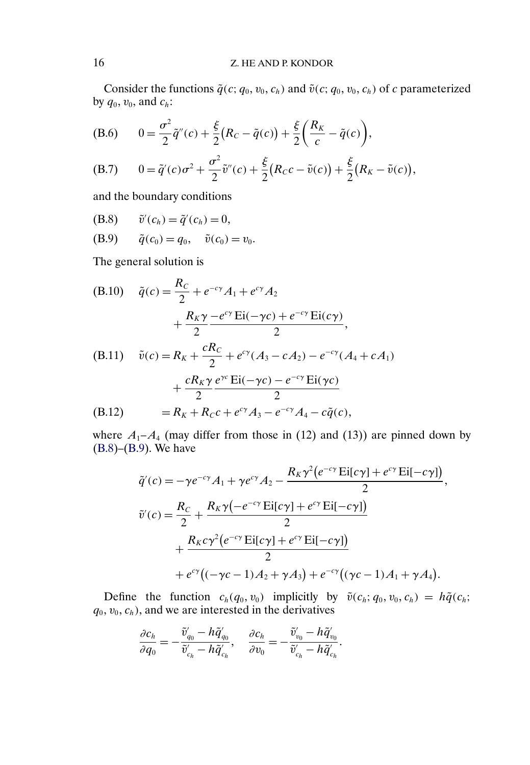Consider the functions $\tilde{q}(c; q_0, v_0, c_h)$ and $\tilde{v}(c; q_0, v_0, c_h)$ of $c$ parameterized by $q_0$, $v_0$, and $c_h$:

$$
0 = \frac{\sigma^2}{2}\tilde{q}''(c) + \frac{\xi}{2}\big(R_C - \tilde{q}(c)\big) + \frac{\xi}{2}\left(\frac{R_K}{c} - \tilde{q}(c)\right), \tag{B.6}
$$

$$
0 = \tilde{q}'(c)\sigma^2 + \frac{\sigma^2}{2}\tilde{v}''(c) + \frac{\xi}{2}\big(R_C c - \tilde{v}(c)\big) + \frac{\xi}{2}\big(R_K - \tilde{v}(c)\big), \tag{B.7}
$$

and the boundary conditions

$$
\tilde{v}'(c_h) = \tilde{q}'(c_h) = 0, \tag{B.8}
$$

$$
\tilde{q}(c_0) = q_0, \quad \tilde{v}(c_0) = v_0. \tag{B.9}
$$

The general solution is

$$
\begin{aligned}
\tilde{q}(c) &= \frac{R_C}{2} + e^{-c\gamma}A_1 + e^{c\gamma}A_2 \\
&\quad + \frac{R_K\gamma}{2}\frac{-e^{c\gamma}\operatorname{Ei}(-\gamma c) + e^{-c\gamma}\operatorname{Ei}(c\gamma)}{2},
\end{aligned} \tag{B.10}
$$

$$
\begin{aligned}
\tilde{v}(c) &= R_K + \frac{cR_C}{2} + e^{c\gamma}(A_3 - cA_2) - e^{-c\gamma}(A_4 + cA_1) \\
&\quad + \frac{cR_K\gamma}{2}\frac{e^{\gamma c}\operatorname{Ei}(-\gamma c) - e^{-c\gamma}\operatorname{Ei}(\gamma c)}{2}
\end{aligned} \tag{B.11}
$$

$$
= R_K + R_C c + e^{c\gamma}A_3 - e^{-c\gamma}A_4 - c\tilde{q}(c), \tag{B.12}
$$

where $A_1$–$A_4$ (may differ from those in (12) and (13)) are pinned down by (B.8)–(B.9). We have

$$
\begin{aligned}
\tilde{q}'(c) &= -\gamma e^{-c\gamma}A_1 + \gamma e^{c\gamma}A_2 - \frac{R_K\gamma^2\big(e^{-c\gamma}\operatorname{Ei}[c\gamma] + e^{c\gamma}\operatorname{Ei}[-c\gamma]\big)}{2}, \\
\tilde{v}'(c) &= \frac{R_C}{2} + \frac{R_K\gamma\big(-e^{-c\gamma}\operatorname{Ei}[c\gamma] + e^{c\gamma}\operatorname{Ei}[-c\gamma]\big)}{2} \\
&\quad + \frac{R_K c\gamma^2\big(e^{-c\gamma}\operatorname{Ei}[c\gamma] + e^{c\gamma}\operatorname{Ei}[-c\gamma]\big)}{2} \\
&\quad + e^{c\gamma}\big((-\gamma c - 1)A_2 + \gamma A_3\big) + e^{-c\gamma}\big((\gamma c - 1)A_1 + \gamma A_4\big).
\end{aligned}
$$

Define the function $c_h(q_0, v_0)$ implicitly by $\tilde{v}(c_h; q_0, v_0, c_h) = h\tilde{q}(c_h; q_0, v_0, c_h)$, and we are interested in the derivatives

$$
\frac{\partial c_h}{\partial q_0} = -\frac{\tilde{v}'_{q_0} - h\tilde{q}'_{q_0}}{\tilde{v}'_{c_h} - h\tilde{q}'_{c_h}}, \quad \frac{\partial c_h}{\partial v_0} = -\frac{\tilde{v}'_{v_0} - h\tilde{q}'_{v_0}}{\tilde{v}'_{c_h} - h\tilde{q}'_{c_h}}.
$$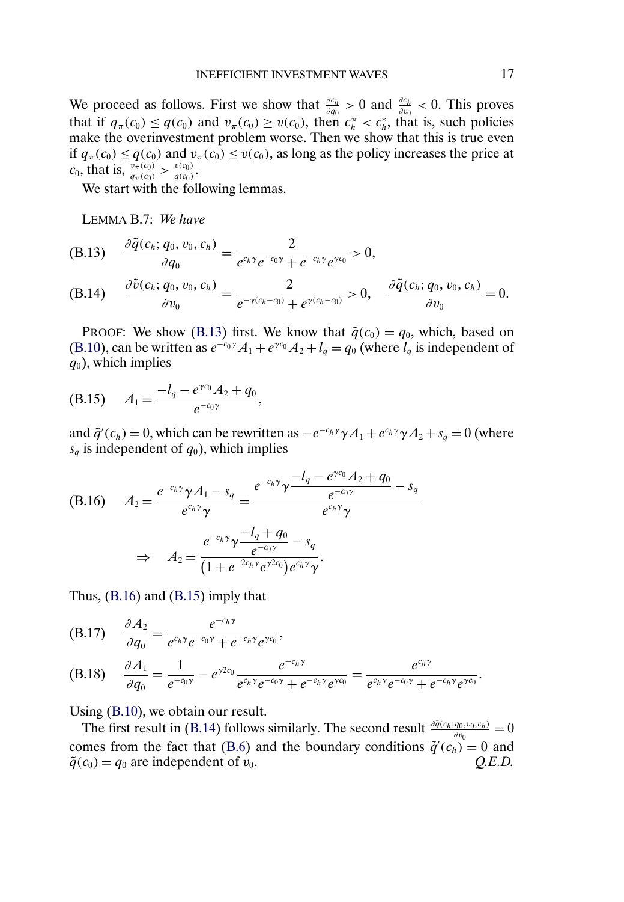We proceed as follows. First we show that $\frac{\partial c_h}{\partial q_0} > 0$ and $\frac{\partial c_h}{\partial v_0} < 0$. This proves that if $q_\pi(c_0) \leq q(c_0)$ and $v_\pi(c_0) \geq v(c_0)$, then $c_h^\pi < c_h^*$, that is, such policies make the overinvestment problem worse. Then we show that this is true even if $q_\pi(c_0) \leq q(c_0)$ and $v_\pi(c_0) \leq v(c_0)$, as long as the policy increases the price at $c_0$, that is, $\frac{v_\pi(c_0)}{q_\pi(c_0)} > \frac{v(c_0)}{q(c_0)}$.

We start with the following lemmas.

LEMMA B.7: *We have*

$$\text{(B.13)} \quad \frac{\partial \tilde{q}(c_h; q_0, v_0, c_h)}{\partial q_0} = \frac{2}{e^{c_h\gamma}e^{-c_0\gamma} + e^{-c_h\gamma}e^{\gamma c_0}} > 0,$$

$$\text{(B.14)} \quad \frac{\partial \tilde{v}(c_h; q_0, v_0, c_h)}{\partial v_0} = \frac{2}{e^{-\gamma(c_h - c_0)} + e^{\gamma(c_h - c_0)}} > 0, \quad \frac{\partial \tilde{q}(c_h; q_0, v_0, c_h)}{\partial v_0} = 0.$$

PROOF: We show (B.13) first. We know that $\tilde{q}(c_0) = q_0$, which, based on (B.10), can be written as $e^{-c_0\gamma}A_1 + e^{\gamma c_0}A_2 + l_q = q_0$ (where $l_q$ is independent of $q_0$), which implies

$$\text{(B.15)} \quad A_1 = \frac{-l_q - e^{\gamma c_0}A_2 + q_0}{e^{-c_0\gamma}},$$

and $\tilde{q}'(c_h) = 0$, which can be rewritten as $-e^{-c_h\gamma}\gamma A_1 + e^{c_h\gamma}\gamma A_2 + s_q = 0$ (where $s_q$ is independent of $q_0$), which implies

$$\text{(B.16)} \quad A_2 = \frac{e^{-c_h\gamma}\gamma A_1 - s_q}{e^{c_h\gamma}\gamma} = \frac{e^{-c_h\gamma}\gamma \dfrac{-l_q - e^{\gamma c_0}A_2 + q_0}{e^{-c_0\gamma}} - s_q}{e^{c_h\gamma}\gamma}$$

$$\Rightarrow \quad A_2 = \frac{e^{-c_h\gamma}\gamma \dfrac{-l_q + q_0}{e^{-c_0\gamma}} - s_q}{(1 + e^{-2c_h\gamma}e^{\gamma 2c_0})e^{c_h\gamma}\gamma}.$$

Thus, (B.16) and (B.15) imply that

$$\text{(B.17)} \quad \frac{\partial A_2}{\partial q_0} = \frac{e^{-c_h\gamma}}{e^{c_h\gamma}e^{-c_0\gamma} + e^{-c_h\gamma}e^{\gamma c_0}},$$

$$\text{(B.18)} \quad \frac{\partial A_1}{\partial q_0} = \frac{1}{e^{-c_0\gamma}} - e^{\gamma 2c_0}\frac{e^{-c_h\gamma}}{e^{c_h\gamma}e^{-c_0\gamma} + e^{-c_h\gamma}e^{\gamma c_0}} = \frac{e^{c_h\gamma}}{e^{c_h\gamma}e^{-c_0\gamma} + e^{-c_h\gamma}e^{\gamma c_0}}.$$

Using (B.10), we obtain our result.

The first result in (B.14) follows similarly. The second result $\frac{\partial \tilde{q}(c_h; q_0, v_0, c_h)}{\partial v_0} = 0$ comes from the fact that (B.6) and the boundary conditions $\tilde{q}'(c_h) = 0$ and $\tilde{q}(c_0) = q_0$ are independent of $v_0$. *Q.E.D.*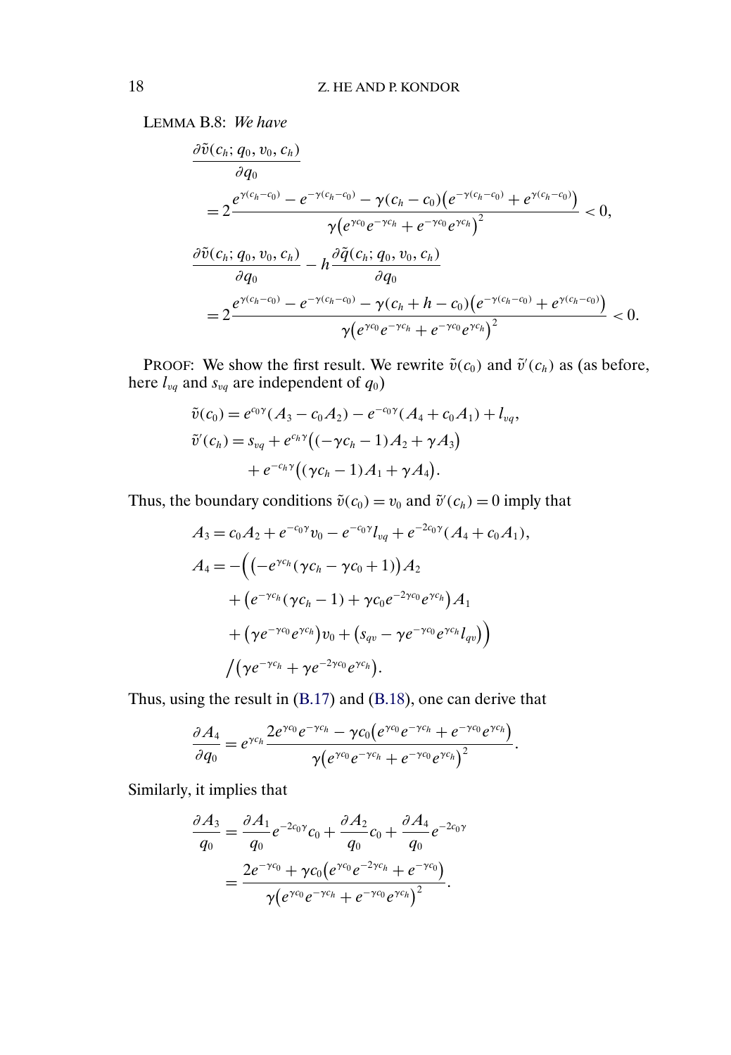LEMMA B.8: *We have*

$$
\begin{aligned}
&\frac{\partial \tilde{v}(c_h; q_0, v_0, c_h)}{\partial q_0} \\
&\quad = 2\frac{e^{\gamma(c_h-c_0)} - e^{-\gamma(c_h-c_0)} - \gamma(c_h-c_0)\big(e^{-\gamma(c_h-c_0)} + e^{\gamma(c_h-c_0)}\big)}{\gamma\big(e^{\gamma c_0}e^{-\gamma c_h} + e^{-\gamma c_0}e^{\gamma c_h}\big)^2} < 0, \\
&\frac{\partial \tilde{v}(c_h; q_0, v_0, c_h)}{\partial q_0} - h\frac{\partial \tilde{q}(c_h; q_0, v_0, c_h)}{\partial q_0} \\
&\quad = 2\frac{e^{\gamma(c_h-c_0)} - e^{-\gamma(c_h-c_0)} - \gamma(c_h+h-c_0)\big(e^{-\gamma(c_h-c_0)} + e^{\gamma(c_h-c_0)}\big)}{\gamma\big(e^{\gamma c_0}e^{-\gamma c_h} + e^{-\gamma c_0}e^{\gamma c_h}\big)^2} < 0.
\end{aligned}
$$

PROOF: We show the first result. We rewrite $\tilde{v}(c_0)$ and $\tilde{v}'(c_h)$ as (as before, here $l_{vq}$ and $s_{vq}$ are independent of $q_0$)

$$
\begin{aligned}
\tilde{v}(c_0) &= e^{c_0\gamma}(A_3 - c_0A_2) - e^{-c_0\gamma}(A_4 + c_0A_1) + l_{vq}, \\
\tilde{v}'(c_h) &= s_{vq} + e^{c_h\gamma}\big((-\gamma c_h - 1)A_2 + \gamma A_3\big) \\
&\quad + e^{-c_h\gamma}\big((\gamma c_h - 1)A_1 + \gamma A_4\big).
\end{aligned}
$$

Thus, the boundary conditions $\tilde{v}(c_0) = v_0$ and $\tilde{v}'(c_h) = 0$ imply that

$$
\begin{aligned}
A_3 &= c_0A_2 + e^{-c_0\gamma}v_0 - e^{-c_0\gamma}l_{vq} + e^{-2c_0\gamma}(A_4 + c_0A_1), \\
A_4 &= -\Big(\big(-e^{\gamma c_h}(\gamma c_h - \gamma c_0 + 1)\big)A_2 \\
&\quad + \big(e^{-\gamma c_h}(\gamma c_h - 1) + \gamma c_0 e^{-2\gamma c_0}e^{\gamma c_h}\big)A_1 \\
&\quad + \big(\gamma e^{-\gamma c_0}e^{\gamma c_h}\big)v_0 + \big(s_{qv} - \gamma e^{-\gamma c_0}e^{\gamma c_h}l_{qv}\big)\Big) \\
&\quad \Big/\big(\gamma e^{-\gamma c_h} + \gamma e^{-2\gamma c_0}e^{\gamma c_h}\big).
\end{aligned}
$$

Thus, using the result in (B.17) and (B.18), one can derive that

$$
\frac{\partial A_4}{\partial q_0} = e^{\gamma c_h}\frac{2e^{\gamma c_0}e^{-\gamma c_h} - \gamma c_0\big(e^{\gamma c_0}e^{-\gamma c_h} + e^{-\gamma c_0}e^{\gamma c_h}\big)}{\gamma\big(e^{\gamma c_0}e^{-\gamma c_h} + e^{-\gamma c_0}e^{\gamma c_h}\big)^2}.
$$

Similarly, it implies that

$$
\begin{aligned}
\frac{\partial A_3}{q_0} &= \frac{\partial A_1}{q_0}e^{-2c_0\gamma}c_0 + \frac{\partial A_2}{q_0}c_0 + \frac{\partial A_4}{q_0}e^{-2c_0\gamma} \\
&= \frac{2e^{-\gamma c_0} + \gamma c_0\big(e^{\gamma c_0}e^{-2\gamma c_h} + e^{-\gamma c_0}\big)}{\gamma\big(e^{\gamma c_0}e^{-\gamma c_h} + e^{-\gamma c_0}e^{\gamma c_h}\big)^2}.
\end{aligned}
$$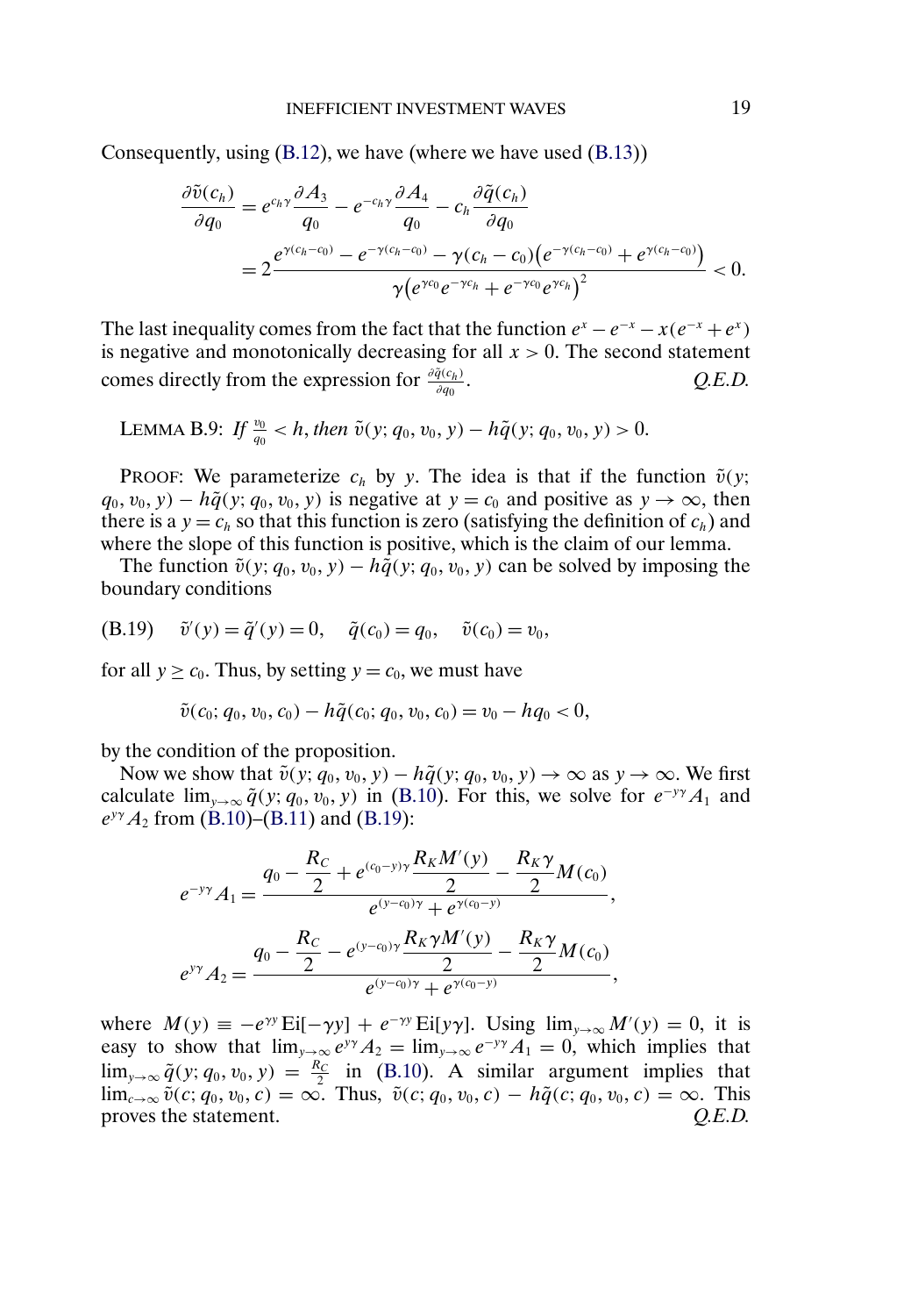Consequently, using (B.12), we have (where we have used (B.13))

$$\frac{\partial \tilde{v}(c_h)}{\partial q_0} = e^{c_h \gamma} \frac{\partial A_3}{q_0} - e^{-c_h \gamma} \frac{\partial A_4}{q_0} - c_h \frac{\partial \tilde{q}(c_h)}{\partial q_0}$$

$$= 2 \frac{e^{\gamma(c_h - c_0)} - e^{-\gamma(c_h - c_0)} - \gamma(c_h - c_0)\left(e^{-\gamma(c_h - c_0)} + e^{\gamma(c_h - c_0)}\right)}{\gamma\left(e^{\gamma c_0} e^{-\gamma c_h} + e^{-\gamma c_0} e^{\gamma c_h}\right)^2} < 0.$$

The last inequality comes from the fact that the function $e^x - e^{-x} - x(e^{-x} + e^x)$ is negative and monotonically decreasing for all $x > 0$. The second statement comes directly from the expression for $\frac{\partial \tilde{q}(c_h)}{\partial q_0}$. *Q.E.D.*

LEMMA B.9: *If* $\frac{v_0}{q_0} < h$, *then* $\tilde{v}(y; q_0, v_0, y) - h\tilde{q}(y; q_0, v_0, y) > 0$.

PROOF: We parameterize $c_h$ by $y$. The idea is that if the function $\tilde{v}(y; q_0, v_0, y) - h\tilde{q}(y; q_0, v_0, y)$ is negative at $y = c_0$ and positive as $y \to \infty$, then there is a $y = c_h$ so that this function is zero (satisfying the definition of $c_h$) and where the slope of this function is positive, which is the claim of our lemma.

The function $\tilde{v}(y; q_0, v_0, y) - h\tilde{q}(y; q_0, v_0, y)$ can be solved by imposing the boundary conditions

$$\text{(B.19)} \qquad \tilde{v}'(y) = \tilde{q}'(y) = 0, \quad \tilde{q}(c_0) = q_0, \quad \tilde{v}(c_0) = v_0,$$

for all $y \geq c_0$. Thus, by setting $y = c_0$, we must have

$$\tilde{v}(c_0; q_0, v_0, c_0) - h\tilde{q}(c_0; q_0, v_0, c_0) = v_0 - hq_0 < 0,$$

by the condition of the proposition.

Now we show that $\tilde{v}(y; q_0, v_0, y) - h\tilde{q}(y; q_0, v_0, y) \to \infty$ as $y \to \infty$. We first calculate $\lim_{y \to \infty} \tilde{q}(y; q_0, v_0, y)$ in (B.10). For this, we solve for $e^{-y\gamma} A_1$ and $e^{y\gamma} A_2$ from (B.10)–(B.11) and (B.19):

$$e^{-y\gamma} A_1 = \frac{q_0 - \dfrac{R_C}{2} + e^{(c_0 - y)\gamma} \dfrac{R_K M'(y)}{2} - \dfrac{R_K \gamma}{2} M(c_0)}{e^{(y - c_0)\gamma} + e^{\gamma(c_0 - y)}},$$

$$e^{y\gamma} A_2 = \frac{q_0 - \dfrac{R_C}{2} - e^{(y - c_0)\gamma} \dfrac{R_K \gamma M'(y)}{2} - \dfrac{R_K \gamma}{2} M(c_0)}{e^{(y - c_0)\gamma} + e^{\gamma(c_0 - y)}},$$

where $M(y) \equiv -e^{\gamma y} \operatorname{Ei}[-\gamma y] + e^{-\gamma y} \operatorname{Ei}[y\gamma]$. Using $\lim_{y \to \infty} M'(y) = 0$, it is easy to show that $\lim_{y \to \infty} e^{y\gamma} A_2 = \lim_{y \to \infty} e^{-y\gamma} A_1 = 0$, which implies that $\lim_{y \to \infty} \tilde{q}(y; q_0, v_0, y) = \frac{R_C}{2}$ in (B.10). A similar argument implies that $\lim_{c \to \infty} \tilde{v}(c; q_0, v_0, c) = \infty$. Thus, $\tilde{v}(c; q_0, v_0, c) - h\tilde{q}(c; q_0, v_0, c) = \infty$. This proves the statement. *Q.E.D.*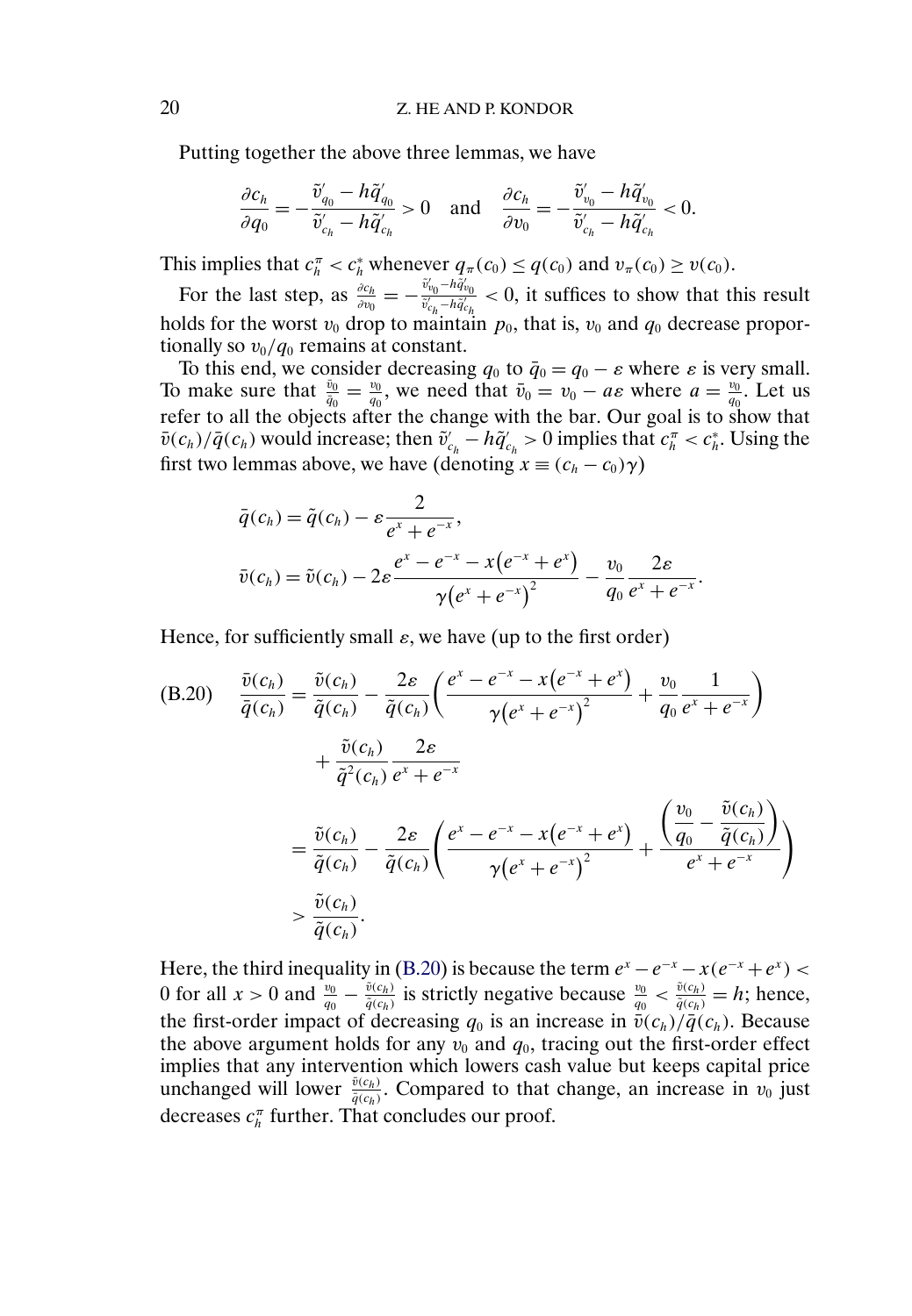Putting together the above three lemmas, we have

$$\frac{\partial c_h}{\partial q_0} = -\frac{\tilde{v}'_{q_0} - h\tilde{q}'_{q_0}}{\tilde{v}'_{c_h} - h\tilde{q}'_{c_h}} > 0 \quad \text{and} \quad \frac{\partial c_h}{\partial v_0} = -\frac{\tilde{v}'_{v_0} - h\tilde{q}'_{v_0}}{\tilde{v}'_{c_h} - h\tilde{q}'_{c_h}} < 0.$$

This implies that $c_h^\pi < c_h^*$ whenever $q_\pi(c_0) \leq q(c_0)$ and $v_\pi(c_0) \geq v(c_0)$.

For the last step, as $\frac{\partial c_h}{\partial v_0} = -\frac{\tilde{v}'_{v_0} - h\tilde{q}'_{v_0}}{\tilde{v}'_{c_h} - h\tilde{q}'_{c_h}} < 0$, it suffices to show that this result holds for the worst $v_0$ drop to maintain $p_0$, that is, $v_0$ and $q_0$ decrease proportionally so $v_0/q_0$ remains at constant.

To this end, we consider decreasing $q_0$ to $\bar{q}_0 = q_0 - \varepsilon$ where $\varepsilon$ is very small. To make sure that $\frac{\bar{v}_0}{\bar{q}_0} = \frac{v_0}{q_0}$, we need that $\bar{v}_0 = v_0 - a\varepsilon$ where $a = \frac{v_0}{q_0}$. Let us refer to all the objects after the change with the bar. Our goal is to show that $\bar{v}(c_h)/\bar{q}(c_h)$ would increase; then $\bar{v}'_{c_h} - h\bar{q}'_{c_h} > 0$ implies that $c_h^\pi < c_h^*$. Using the first two lemmas above, we have (denoting $x \equiv (c_h - c_0)\gamma$)

$$\bar{q}(c_h) = \tilde{q}(c_h) - \varepsilon \frac{2}{e^x + e^{-x}},$$

$$\bar{v}(c_h) = \tilde{v}(c_h) - 2\varepsilon \frac{e^x - e^{-x} - x(e^{-x} + e^x)}{\gamma(e^x + e^{-x})^2} - \frac{v_0}{q_0}\frac{2\varepsilon}{e^x + e^{-x}}.$$

Hence, for sufficiently small $\varepsilon$, we have (up to the first order)

$$\begin{aligned}
\text{(B.20)} \quad \frac{\bar{v}(c_h)}{\bar{q}(c_h)} &= \frac{\tilde{v}(c_h)}{\tilde{q}(c_h)} - \frac{2\varepsilon}{\tilde{q}(c_h)}\left(\frac{e^x - e^{-x} - x(e^{-x} + e^x)}{\gamma(e^x + e^{-x})^2} + \frac{v_0}{q_0}\frac{1}{e^x + e^{-x}}\right) \\
&\quad + \frac{\tilde{v}(c_h)}{\tilde{q}^2(c_h)}\frac{2\varepsilon}{e^x + e^{-x}} \\
&= \frac{\tilde{v}(c_h)}{\tilde{q}(c_h)} - \frac{2\varepsilon}{\tilde{q}(c_h)}\left(\frac{e^x - e^{-x} - x(e^{-x} + e^x)}{\gamma(e^x + e^{-x})^2} + \frac{\left(\frac{v_0}{q_0} - \frac{\tilde{v}(c_h)}{\tilde{q}(c_h)}\right)}{e^x + e^{-x}}\right) \\
&> \frac{\tilde{v}(c_h)}{\tilde{q}(c_h)}.
\end{aligned}$$

Here, the third inequality in (B.20) is because the term $e^x - e^{-x} - x(e^{-x} + e^x) < 0$ for all $x > 0$ and $\frac{v_0}{q_0} - \frac{\tilde{v}(c_h)}{\tilde{q}(c_h)}$ is strictly negative because $\frac{v_0}{q_0} < \frac{\tilde{v}(c_h)}{\tilde{q}(c_h)} = h$; hence, the first-order impact of decreasing $q_0$ is an increase in $\bar{v}(c_h)/\bar{q}(c_h)$. Because the above argument holds for any $v_0$ and $q_0$, tracing out the first-order effect implies that any intervention which lowers cash value but keeps capital price unchanged will lower $\frac{\tilde{v}(c_h)}{\tilde{q}(c_h)}$. Compared to that change, an increase in $v_0$ just decreases $c_h^\pi$ further. That concludes our proof.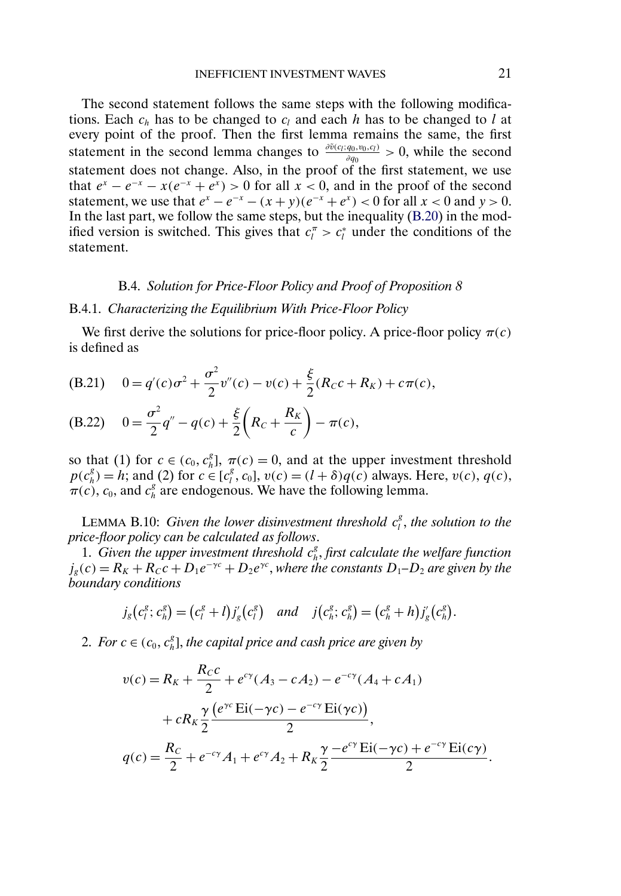The second statement follows the same steps with the following modifications. Each $c_h$ has to be changed to $c_l$ and each $h$ has to be changed to $l$ at every point of the proof. Then the first lemma remains the same, the first statement in the second lemma changes to $\frac{\partial \tilde{v}(c_l; q_0, v_0, c_l)}{\partial q_0} > 0$, while the second statement does not change. Also, in the proof of the first statement, we use that $e^x - e^{-x} - x(e^{-x} + e^x) > 0$ for all $x < 0$, and in the proof of the second statement, we use that $e^x - e^{-x} - (x + y)(e^{-x} + e^x) < 0$ for all $x < 0$ and $y > 0$. In the last part, we follow the same steps, but the inequality (B.20) in the modified version is switched. This gives that $c_l^\pi > c_l^*$ under the conditions of the statement.

### B.4. *Solution for Price-Floor Policy and Proof of Proposition 8*

#### B.4.1. *Characterizing the Equilibrium With Price-Floor Policy*

We first derive the solutions for price-floor policy. A price-floor policy $\pi(c)$ is defined as

$$
\text{(B.21)} \quad 0 = q'(c)\sigma^2 + \frac{\sigma^2}{2} v''(c) - v(c) + \frac{\xi}{2}(R_C c + R_K) + c\pi(c),
$$

$$
\text{(B.22)} \quad 0 = \frac{\sigma^2}{2} q'' - q(c) + \frac{\xi}{2}\left(R_C + \frac{R_K}{c}\right) - \pi(c),
$$

so that (1) for $c \in (c_0, c_h^g]$, $\pi(c) = 0$, and at the upper investment threshold $p(c_h^g) = h$; and (2) for $c \in [c_l^g, c_0]$, $v(c) = (l + \delta)q(c)$ always. Here, $v(c)$, $q(c)$, $\pi(c)$, $c_0$, and $c_h^g$ are endogenous. We have the following lemma.

LEMMA B.10: *Given the lower disinvestment threshold $c_l^g$, the solution to the price-floor policy can be calculated as follows.*

1. *Given the upper investment threshold $c_h^g$, first calculate the welfare function $j_g(c) = R_K + R_C c + D_1 e^{-\gamma c} + D_2 e^{\gamma c}$, where the constants $D_1$–$D_2$ are given by the boundary conditions*

$$
j_g(c_l^g; c_h^g) = (c_l^g + l) j_g'(c_l^g) \quad \text{and} \quad j(c_h^g; c_h^g) = (c_h^g + h) j_g'(c_h^g).
$$

2. *For $c \in (c_0, c_h^g]$, the capital price and cash price are given by*

$$
\begin{aligned}
v(c) &= R_K + \frac{R_C c}{2} + e^{c\gamma}(A_3 - cA_2) - e^{-c\gamma}(A_4 + cA_1) \\
&\quad + cR_K \frac{\gamma}{2} \frac{\left(e^{\gamma c} \operatorname{Ei}(-\gamma c) - e^{-c\gamma} \operatorname{Ei}(\gamma c)\right)}{2}, \\
q(c) &= \frac{R_C}{2} + e^{-c\gamma} A_1 + e^{c\gamma} A_2 + R_K \frac{\gamma}{2} \frac{-e^{c\gamma} \operatorname{Ei}(-\gamma c) + e^{-c\gamma} \operatorname{Ei}(c\gamma)}{2}.
\end{aligned}
$$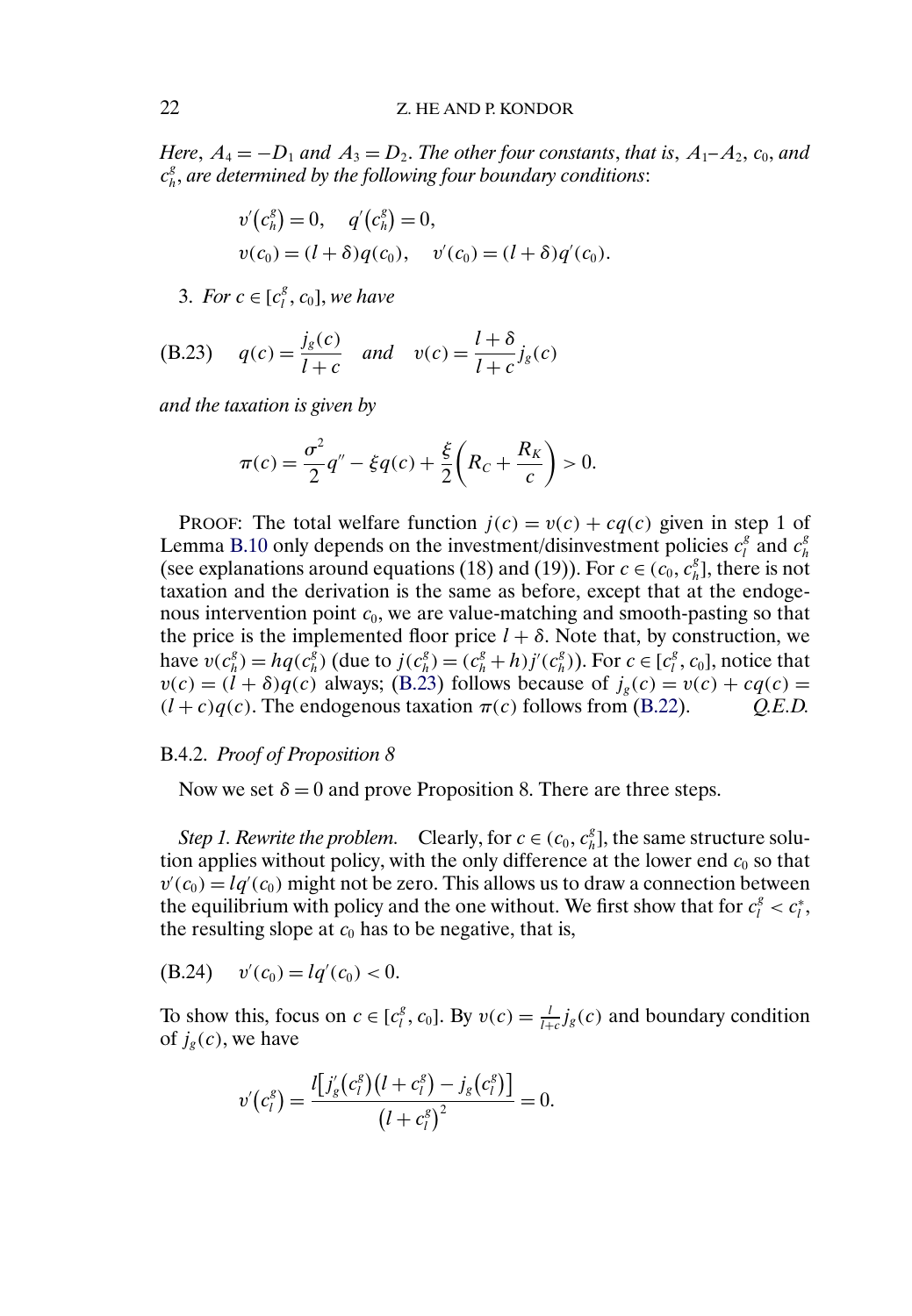*Here*, $A_4 = -D_1$ *and* $A_3 = D_2$. *The other four constants*, *that is*, $A_1$–$A_2$, $c_0$, *and* $c_h^g$, *are determined by the following four boundary conditions*:

$$v'(c_h^g) = 0, \quad q'(c_h^g) = 0,$$
$$v(c_0) = (l+\delta)q(c_0), \quad v'(c_0) = (l+\delta)q'(c_0).$$

3. *For* $c \in [c_l^g, c_0]$, *we have*

$$q(c) = \frac{j_g(c)}{l+c} \quad \text{and} \quad v(c) = \frac{l+\delta}{l+c} j_g(c) \tag{B.23}$$

*and the taxation is given by*

$$\pi(c) = \frac{\sigma^2}{2} q'' - \xi q(c) + \frac{\xi}{2}\left(R_C + \frac{R_K}{c}\right) > 0.$$

PROOF: The total welfare function $j(c) = v(c) + cq(c)$ given in step 1 of Lemma B.10 only depends on the investment/disinvestment policies $c_l^g$ and $c_h^g$ (see explanations around equations (18) and (19)). For $c \in (c_0, c_h^g]$, there is not taxation and the derivation is the same as before, except that at the endogenous intervention point $c_0$, we are value-matching and smooth-pasting so that the price is the implemented floor price $l + \delta$. Note that, by construction, we have $v(c_h^g) = hq(c_h^g)$ (due to $j(c_h^g) = (c_h^g + h)j'(c_h^g)$). For $c \in [c_l^g, c_0]$, notice that $v(c) = (l+\delta)q(c)$ always; (B.23) follows because of $j_g(c) = v(c) + cq(c) = (l+c)q(c)$. The endogenous taxation $\pi(c)$ follows from (B.22). *Q.E.D.*

### B.4.2. *Proof of Proposition 8*

Now we set $\delta = 0$ and prove Proposition 8. There are three steps.

*Step 1. Rewrite the problem.* Clearly, for $c \in (c_0, c_h^g]$, the same structure solution applies without policy, with the only difference at the lower end $c_0$ so that $v'(c_0) = lq'(c_0)$ might not be zero. This allows us to draw a connection between the equilibrium with policy and the one without. We first show that for $c_l^g < c_l^*$, the resulting slope at $c_0$ has to be negative, that is,

$$v'(c_0) = lq'(c_0) < 0. \tag{B.24}$$

To show this, focus on $c \in [c_l^g, c_0]$. By $v(c) = \frac{l}{l+c} j_g(c)$ and boundary condition of $j_g(c)$, we have

$$v'(c_l^g) = \frac{l\left[j_g'(c_l^g)(l + c_l^g) - j_g(c_l^g)\right]}{(l + c_l^g)^2} = 0.$$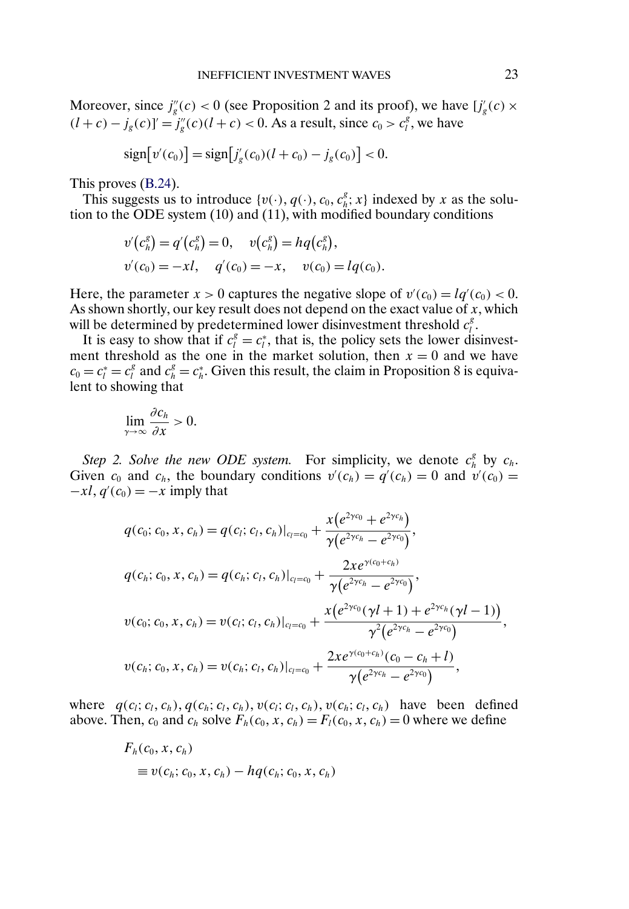Moreover, since $j''_g(c) < 0$ (see Proposition 2 and its proof), we have $[j'_g(c) \times (l+c) - j_g(c)]' = j''_g(c)(l+c) < 0$. As a result, since $c_0 > c_l^g$, we have

$$\operatorname{sign}\big[v'(c_0)\big] = \operatorname{sign}\big[j'_g(c_0)(l+c_0) - j_g(c_0)\big] < 0.$$

This proves (B.24).

This suggests us to introduce $\{v(\cdot), q(\cdot), c_0, c_h^g; x\}$ indexed by $x$ as the solution to the ODE system (10) and (11), with modified boundary conditions

$$v'(c_h^g) = q'(c_h^g) = 0, \quad v(c_h^g) = hq(c_h^g),$$
$$v'(c_0) = -xl, \quad q'(c_0) = -x, \quad v(c_0) = lq(c_0).$$

Here, the parameter $x > 0$ captures the negative slope of $v'(c_0) = lq'(c_0) < 0$. As shown shortly, our key result does not depend on the exact value of $x$, which will be determined by predetermined lower disinvestment threshold $c_l^g$.

It is easy to show that if $c_l^g = c_l^*$, that is, the policy sets the lower disinvestment threshold as the one in the market solution, then $x = 0$ and we have $c_0 = c_l^* = c_l^g$ and $c_h^g = c_h^*$. Given this result, the claim in Proposition 8 is equivalent to showing that

$$\lim_{\gamma \to \infty} \frac{\partial c_h}{\partial x} > 0.$$

*Step 2. Solve the new ODE system.* For simplicity, we denote $c_h^g$ by $c_h$. Given $c_0$ and $c_h$, the boundary conditions $v'(c_h) = q'(c_h) = 0$ and $v'(c_0) = -xl$, $q'(c_0) = -x$ imply that

$$q(c_0; c_0, x, c_h) = q(c_l; c_l, c_h)|_{c_l = c_0} + \frac{x\big(e^{2\gamma c_0} + e^{2\gamma c_h}\big)}{\gamma\big(e^{2\gamma c_h} - e^{2\gamma c_0}\big)},$$

$$q(c_h; c_0, x, c_h) = q(c_h; c_l, c_h)|_{c_l = c_0} + \frac{2x e^{\gamma(c_0 + c_h)}}{\gamma\big(e^{2\gamma c_h} - e^{2\gamma c_0}\big)},$$

$$v(c_0; c_0, x, c_h) = v(c_l; c_l, c_h)|_{c_l = c_0} + \frac{x\big(e^{2\gamma c_0}(\gamma l + 1) + e^{2\gamma c_h}(\gamma l - 1)\big)}{\gamma^2\big(e^{2\gamma c_h} - e^{2\gamma c_0}\big)},$$

$$v(c_h; c_0, x, c_h) = v(c_h; c_l, c_h)|_{c_l = c_0} + \frac{2x e^{\gamma(c_0 + c_h)}(c_0 - c_h + l)}{\gamma\big(e^{2\gamma c_h} - e^{2\gamma c_0}\big)},$$

where $q(c_l; c_l, c_h), q(c_h; c_l, c_h), v(c_l; c_l, c_h), v(c_h; c_l, c_h)$ have been defined above. Then, $c_0$ and $c_h$ solve $F_h(c_0, x, c_h) = F_l(c_0, x, c_h) = 0$ where we define

$$F_h(c_0, x, c_h)$$
$$\equiv v(c_h; c_0, x, c_h) - hq(c_h; c_0, x, c_h)$$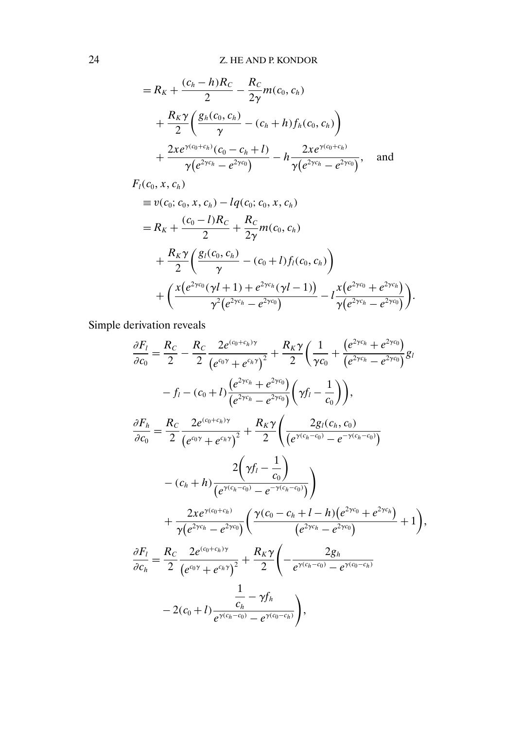$$
\begin{aligned}
&= R_K + \frac{(c_h - h)R_C}{2} - \frac{R_C}{2\gamma} m(c_0, c_h) \\
&\quad + \frac{R_K \gamma}{2}\left( \frac{g_h(c_0, c_h)}{\gamma} - (c_h + h) f_h(c_0, c_h) \right) \\
&\quad + \frac{2x e^{\gamma(c_0 + c_h)}(c_0 - c_h + l)}{\gamma\left(e^{2\gamma c_h} - e^{2\gamma c_0}\right)} - h \frac{2x e^{\gamma(c_0 + c_h)}}{\gamma\left(e^{2\gamma c_h} - e^{2\gamma c_0}\right)}, \quad \text{and}
\end{aligned}
$$

$$
\begin{aligned}
&F_l(c_0, x, c_h) \\
&\quad \equiv v(c_0; c_0, x, c_h) - l q(c_0; c_0, x, c_h) \\
&\quad = R_K + \frac{(c_0 - l)R_C}{2} + \frac{R_C}{2\gamma} m(c_0, c_h) \\
&\quad\quad + \frac{R_K \gamma}{2}\left( \frac{g_l(c_0, c_h)}{\gamma} - (c_0 + l) f_l(c_0, c_h) \right) \\
&\quad\quad + \left( \frac{x\left(e^{2\gamma c_0}(\gamma l + 1) + e^{2\gamma c_h}(\gamma l - 1)\right)}{\gamma^2\left(e^{2\gamma c_h} - e^{2\gamma c_0}\right)} - l \frac{x\left(e^{2\gamma c_0} + e^{2\gamma c_h}\right)}{\gamma\left(e^{2\gamma c_h} - e^{2\gamma c_0}\right)} \right).
\end{aligned}
$$

Simple derivation reveals

$$
\begin{aligned}
\frac{\partial F_l}{\partial c_0} &= \frac{R_C}{2} - \frac{R_C}{2} \frac{2e^{(c_0 + c_h)\gamma}}{\left(e^{c_0 \gamma} + e^{c_h \gamma}\right)^2} + \frac{R_K \gamma}{2}\left( \frac{1}{\gamma c_0} + \frac{\left(e^{2\gamma c_h} + e^{2\gamma c_0}\right)}{\left(e^{2\gamma c_h} - e^{2\gamma c_0}\right)} g_l \right. \\
&\quad \left. - f_l - (c_0 + l) \frac{\left(e^{2\gamma c_h} + e^{2\gamma c_0}\right)}{\left(e^{2\gamma c_h} - e^{2\gamma c_0}\right)} \left( \gamma f_l - \frac{1}{c_0} \right) \right), \\
\frac{\partial F_h}{\partial c_0} &= \frac{R_C}{2} \frac{2e^{(c_0 + c_h)\gamma}}{\left(e^{c_0 \gamma} + e^{c_h \gamma}\right)^2} + \frac{R_K \gamma}{2}\left( \frac{2 g_l(c_h, c_0)}{\left(e^{\gamma(c_h - c_0)} - e^{-\gamma(c_h - c_0)}\right)} \right. \\
&\quad \left. - (c_h + h) \frac{2\left( \gamma f_l - \frac{1}{c_0} \right)}{\left(e^{\gamma(c_h - c_0)} - e^{-\gamma(c_h - c_0)}\right)} \right) \\
&\quad + \frac{2x e^{\gamma(c_0 + c_h)}}{\gamma\left(e^{2\gamma c_h} - e^{2\gamma c_0}\right)} \left( \frac{\gamma(c_0 - c_h + l - h)\left(e^{2\gamma c_0} + e^{2\gamma c_h}\right)}{\left(e^{2\gamma c_h} - e^{2\gamma c_0}\right)} + 1 \right), \\
\frac{\partial F_l}{\partial c_h} &= \frac{R_C}{2} \frac{2e^{(c_0 + c_h)\gamma}}{\left(e^{c_0 \gamma} + e^{c_h \gamma}\right)^2} + \frac{R_K \gamma}{2}\left( -\frac{2 g_h}{e^{\gamma(c_h - c_0)} - e^{\gamma(c_0 - c_h)}} \right. \\
&\quad \left. - 2(c_0 + l) \frac{\frac{1}{c_h} - \gamma f_h}{e^{\gamma(c_h - c_0)} - e^{\gamma(c_0 - c_h)}} \right),
\end{aligned}
$$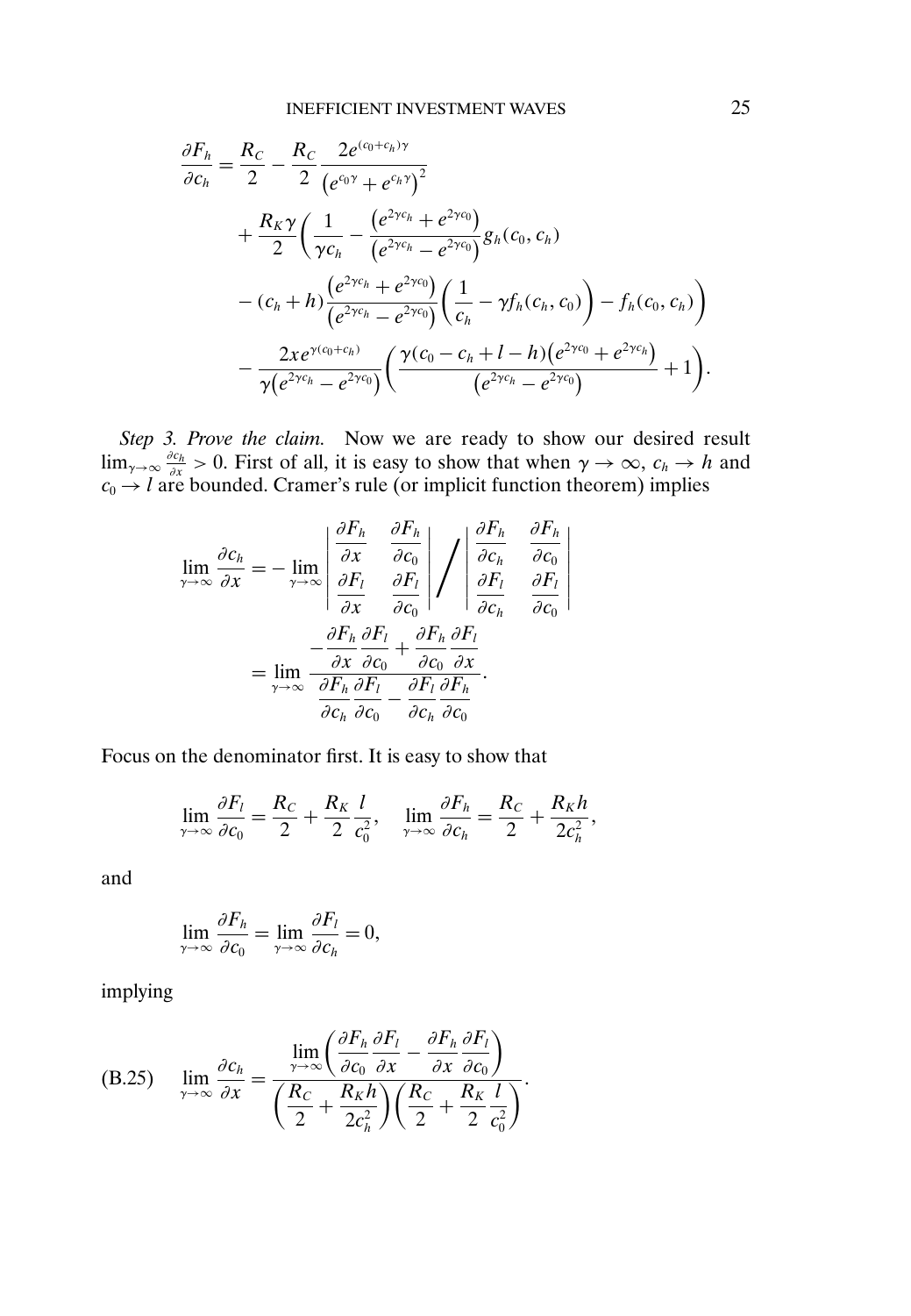$$
\begin{aligned}
\frac{\partial F_h}{\partial c_h} &= \frac{R_C}{2} - \frac{R_C}{2}\frac{2e^{(c_0+c_h)\gamma}}{\left(e^{c_0\gamma}+e^{c_h\gamma}\right)^2} \\
&\quad + \frac{R_K\gamma}{2}\Bigg(\frac{1}{\gamma c_h} - \frac{\left(e^{2\gamma c_h}+e^{2\gamma c_0}\right)}{\left(e^{2\gamma c_h}-e^{2\gamma c_0}\right)}g_h(c_0,c_h) \\
&\quad - (c_h+h)\frac{\left(e^{2\gamma c_h}+e^{2\gamma c_0}\right)}{\left(e^{2\gamma c_h}-e^{2\gamma c_0}\right)}\left(\frac{1}{c_h} - \gamma f_h(c_h,c_0)\right) - f_h(c_0,c_h)\Bigg) \\
&\quad - \frac{2xe^{\gamma(c_0+c_h)}}{\gamma\left(e^{2\gamma c_h}-e^{2\gamma c_0}\right)}\left(\frac{\gamma(c_0-c_h+l-h)\left(e^{2\gamma c_0}+e^{2\gamma c_h}\right)}{\left(e^{2\gamma c_h}-e^{2\gamma c_0}\right)}+1\right).
\end{aligned}
$$

*Step 3. Prove the claim.* Now we are ready to show our desired result $\lim_{\gamma\to\infty}\frac{\partial c_h}{\partial x}>0$. First of all, it is easy to show that when $\gamma\to\infty$, $c_h\to h$ and $c_0\to l$ are bounded. Cramer's rule (or implicit function theorem) implies

$$
\begin{aligned}
\lim_{\gamma\to\infty}\frac{\partial c_h}{\partial x} &= -\lim_{\gamma\to\infty}\begin{vmatrix}\dfrac{\partial F_h}{\partial x} & \dfrac{\partial F_h}{\partial c_0} \\ \dfrac{\partial F_l}{\partial x} & \dfrac{\partial F_l}{\partial c_0}\end{vmatrix} \Bigg/ \begin{vmatrix}\dfrac{\partial F_h}{\partial c_h} & \dfrac{\partial F_h}{\partial c_0} \\ \dfrac{\partial F_l}{\partial c_h} & \dfrac{\partial F_l}{\partial c_0}\end{vmatrix} \\
&= \lim_{\gamma\to\infty}\frac{-\dfrac{\partial F_h}{\partial x}\dfrac{\partial F_l}{\partial c_0}+\dfrac{\partial F_h}{\partial c_0}\dfrac{\partial F_l}{\partial x}}{\dfrac{\partial F_h}{\partial c_h}\dfrac{\partial F_l}{\partial c_0}-\dfrac{\partial F_l}{\partial c_h}\dfrac{\partial F_h}{\partial c_0}}.
\end{aligned}
$$

Focus on the denominator first. It is easy to show that

$$
\lim_{\gamma\to\infty}\frac{\partial F_l}{\partial c_0} = \frac{R_C}{2}+\frac{R_K}{2}\frac{l}{c_0^2}, \qquad \lim_{\gamma\to\infty}\frac{\partial F_h}{\partial c_h} = \frac{R_C}{2}+\frac{R_K h}{2c_h^2},
$$

and

$$
\lim_{\gamma\to\infty}\frac{\partial F_h}{\partial c_0} = \lim_{\gamma\to\infty}\frac{\partial F_l}{\partial c_h} = 0,
$$

implying

$$
\text{(B.25)} \qquad \lim_{\gamma\to\infty}\frac{\partial c_h}{\partial x} = \frac{\lim\limits_{\gamma\to\infty}\left(\dfrac{\partial F_h}{\partial c_0}\dfrac{\partial F_l}{\partial x}-\dfrac{\partial F_h}{\partial x}\dfrac{\partial F_l}{\partial c_0}\right)}{\left(\dfrac{R_C}{2}+\dfrac{R_K h}{2c_h^2}\right)\left(\dfrac{R_C}{2}+\dfrac{R_K}{2}\dfrac{l}{c_0^2}\right)}.
$$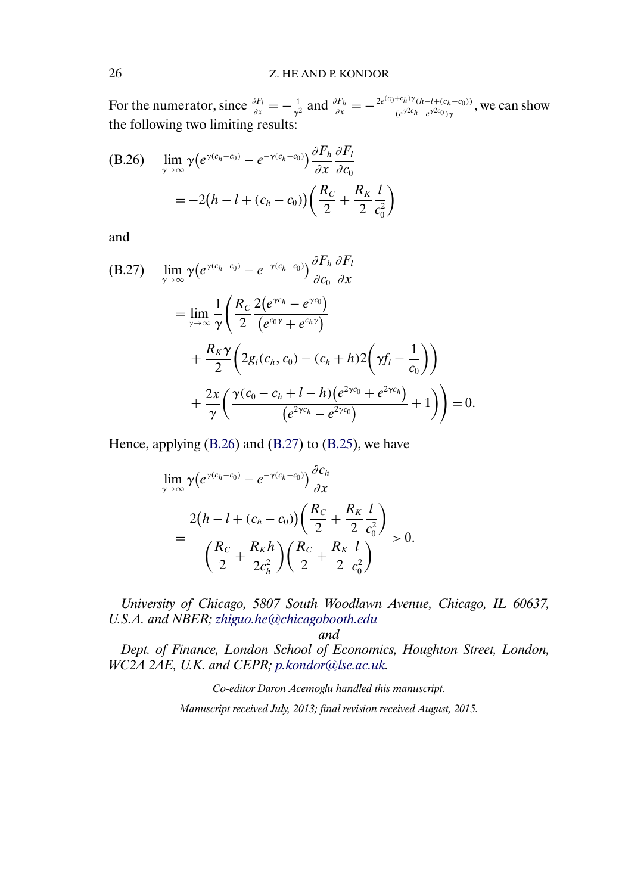For the numerator, since $\frac{\partial F_l}{\partial x} = -\frac{1}{\gamma^2}$ and $\frac{\partial F_h}{\partial x} = -\frac{2e^{(c_0+c_h)\gamma}(h-l+(c_h-c_0))}{(e^{\gamma 2c_h}-e^{\gamma 2c_0})\gamma}$, we can show the following two limiting results:

$$
\begin{aligned}
\text{(B.26)} \quad & \lim_{\gamma\to\infty} \gamma\left(e^{\gamma(c_h-c_0)} - e^{-\gamma(c_h-c_0)}\right)\frac{\partial F_h}{\partial x}\frac{\partial F_l}{\partial c_0} \\
&= -2\left(h-l+(c_h-c_0)\right)\left(\frac{R_C}{2} + \frac{R_K}{2}\frac{l}{c_0^2}\right)
\end{aligned}
$$

and

$$
\begin{aligned}
\text{(B.27)} \quad & \lim_{\gamma\to\infty} \gamma\left(e^{\gamma(c_h-c_0)} - e^{-\gamma(c_h-c_0)}\right)\frac{\partial F_h}{\partial c_0}\frac{\partial F_l}{\partial x} \\
&= \lim_{\gamma\to\infty} \frac{1}{\gamma}\left(\frac{R_C}{2}\frac{2\left(e^{\gamma c_h} - e^{\gamma c_0}\right)}{\left(e^{c_0\gamma} + e^{c_h\gamma}\right)}\right. \\
&\quad + \frac{R_K\gamma}{2}\left(2g_l(c_h, c_0) - (c_h+h)2\left(\gamma f_l - \frac{1}{c_0}\right)\right) \\
&\quad \left. + \frac{2x}{\gamma}\left(\frac{\gamma(c_0-c_h+l-h)\left(e^{2\gamma c_0} + e^{2\gamma c_h}\right)}{\left(e^{2\gamma c_h} - e^{2\gamma c_0}\right)} + 1\right)\right) = 0.
\end{aligned}
$$

Hence, applying (B.26) and (B.27) to (B.25), we have

$$
\begin{aligned}
& \lim_{\gamma\to\infty} \gamma\left(e^{\gamma(c_h-c_0)} - e^{-\gamma(c_h-c_0)}\right)\frac{\partial c_h}{\partial x} \\
&= \frac{2\left(h-l+(c_h-c_0)\right)\left(\frac{R_C}{2} + \frac{R_K}{2}\frac{l}{c_0^2}\right)}{\left(\frac{R_C}{2} + \frac{R_K h}{2c_h^2}\right)\left(\frac{R_C}{2} + \frac{R_K}{2}\frac{l}{c_0^2}\right)} > 0.
\end{aligned}
$$

*University of Chicago, 5807 South Woodlawn Avenue, Chicago, IL 60637, U.S.A. and NBER; zhiguo.he@chicagobooth.edu*

*and*

*Dept. of Finance, London School of Economics, Houghton Street, London, WC2A 2AE, U.K. and CEPR; p.kondor@lse.ac.uk.*

*Co-editor Daron Acemoglu handled this manuscript.*

*Manuscript received July, 2013; final revision received August, 2015.*